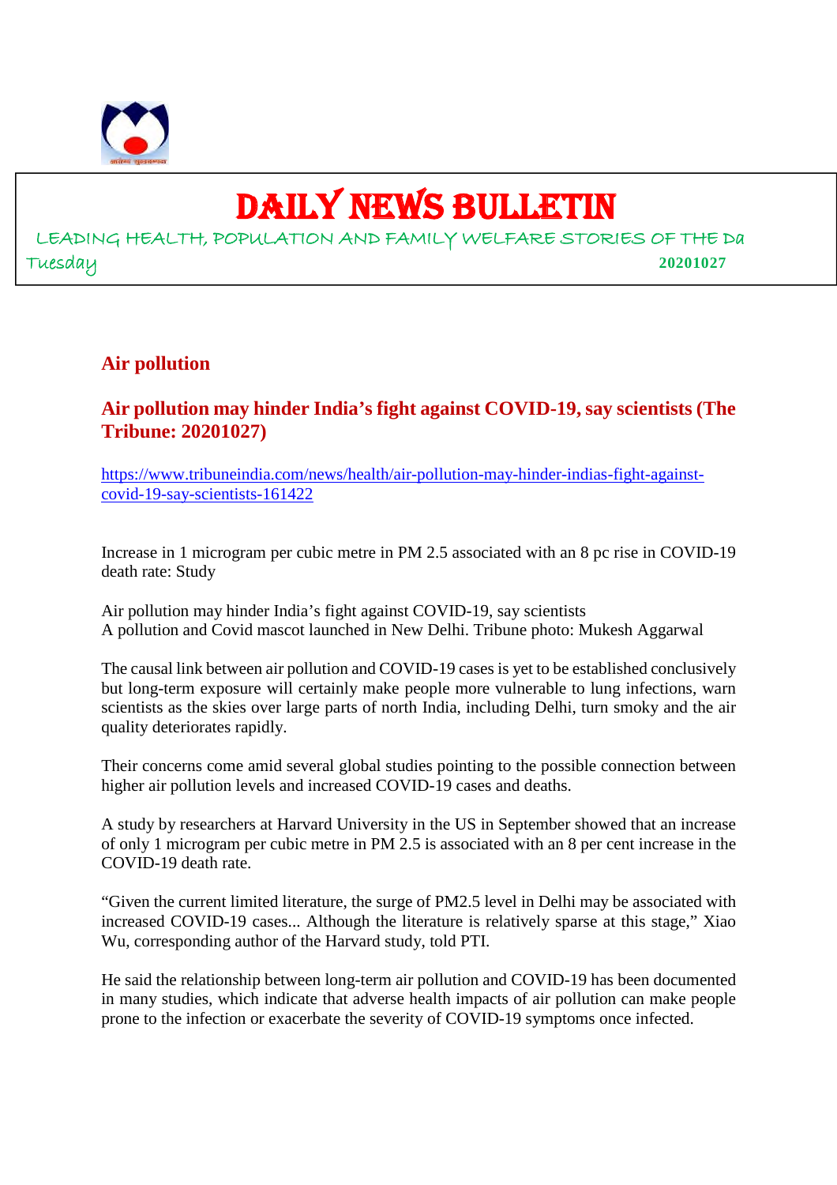# DAILY NEWS BULLETIN

LEADING HEALTH, POPULATION AND FAMILY WELFARE STORIES OF THE Da

Tuesday 20201027

## Air pollution

### Air pollution may hinder India's fight against COVID-19, say scientists (The Tribune: 20201027)

https://www.tribuneindia.com/news/health/air-pollution-may-hinder-indias-fight-against-covid-19-say-scientists-161422

Increase in 1 microgram per cubic metre in PM 2.5 associated with an 8 pc rise in COVID-19 death rate: Study

Air pollution may hinder India's fight against COVID-19, say scientists
A pollution and Covid mascot launched in New Delhi. Tribune photo: Mukesh Aggarwal

The causal link between air pollution and COVID-19 cases is yet to be established conclusively but long-term exposure will certainly make people more vulnerable to lung infections, warn scientists as the skies over large parts of north India, including Delhi, turn smoky and the air quality deteriorates rapidly.

Their concerns come amid several global studies pointing to the possible connection between higher air pollution levels and increased COVID-19 cases and deaths.

A study by researchers at Harvard University in the US in September showed that an increase of only 1 microgram per cubic metre in PM 2.5 is associated with an 8 per cent increase in the COVID-19 death rate.

"Given the current limited literature, the surge of PM2.5 level in Delhi may be associated with increased COVID-19 cases... Although the literature is relatively sparse at this stage," Xiao Wu, corresponding author of the Harvard study, told PTI.

He said the relationship between long-term air pollution and COVID-19 has been documented in many studies, which indicate that adverse health impacts of air pollution can make people prone to the infection or exacerbate the severity of COVID-19 symptoms once infected.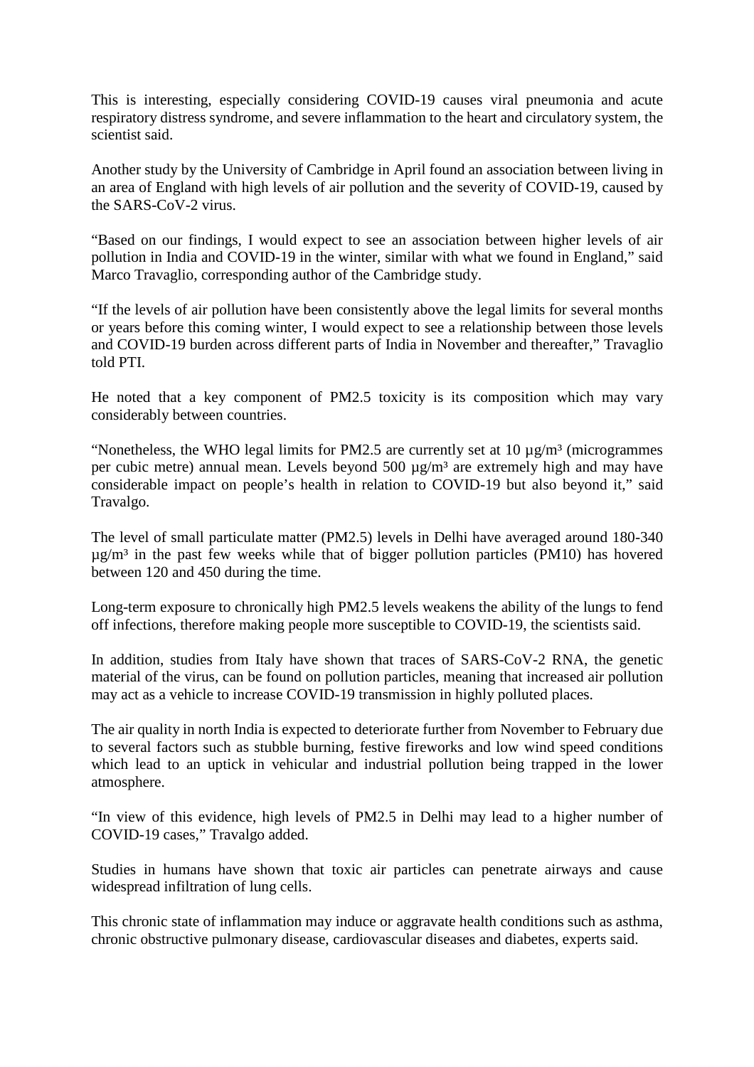This is interesting, especially considering COVID-19 causes viral pneumonia and acute respiratory distress syndrome, and severe inflammation to the heart and circulatory system, the scientist said.

Another study by the University of Cambridge in April found an association between living in an area of England with high levels of air pollution and the severity of COVID-19, caused by the SARS-CoV-2 virus.

"Based on our findings, I would expect to see an association between higher levels of air pollution in India and COVID-19 in the winter, similar with what we found in England," said Marco Travaglio, corresponding author of the Cambridge study.

"If the levels of air pollution have been consistently above the legal limits for several months or years before this coming winter, I would expect to see a relationship between those levels and COVID-19 burden across different parts of India in November and thereafter," Travaglio told PTI.

He noted that a key component of PM2.5 toxicity is its composition which may vary considerably between countries.

"Nonetheless, the WHO legal limits for PM2.5 are currently set at 10 µg/m³ (microgrammes per cubic metre) annual mean. Levels beyond 500 µg/m³ are extremely high and may have considerable impact on people's health in relation to COVID-19 but also beyond it," said Travalgo.

The level of small particulate matter (PM2.5) levels in Delhi have averaged around 180-340 µg/m³ in the past few weeks while that of bigger pollution particles (PM10) has hovered between 120 and 450 during the time.

Long-term exposure to chronically high PM2.5 levels weakens the ability of the lungs to fend off infections, therefore making people more susceptible to COVID-19, the scientists said.

In addition, studies from Italy have shown that traces of SARS-CoV-2 RNA, the genetic material of the virus, can be found on pollution particles, meaning that increased air pollution may act as a vehicle to increase COVID-19 transmission in highly polluted places.

The air quality in north India is expected to deteriorate further from November to February due to several factors such as stubble burning, festive fireworks and low wind speed conditions which lead to an uptick in vehicular and industrial pollution being trapped in the lower atmosphere.

"In view of this evidence, high levels of PM2.5 in Delhi may lead to a higher number of COVID-19 cases," Travalgo added.

Studies in humans have shown that toxic air particles can penetrate airways and cause widespread infiltration of lung cells.

This chronic state of inflammation may induce or aggravate health conditions such as asthma, chronic obstructive pulmonary disease, cardiovascular diseases and diabetes, experts said.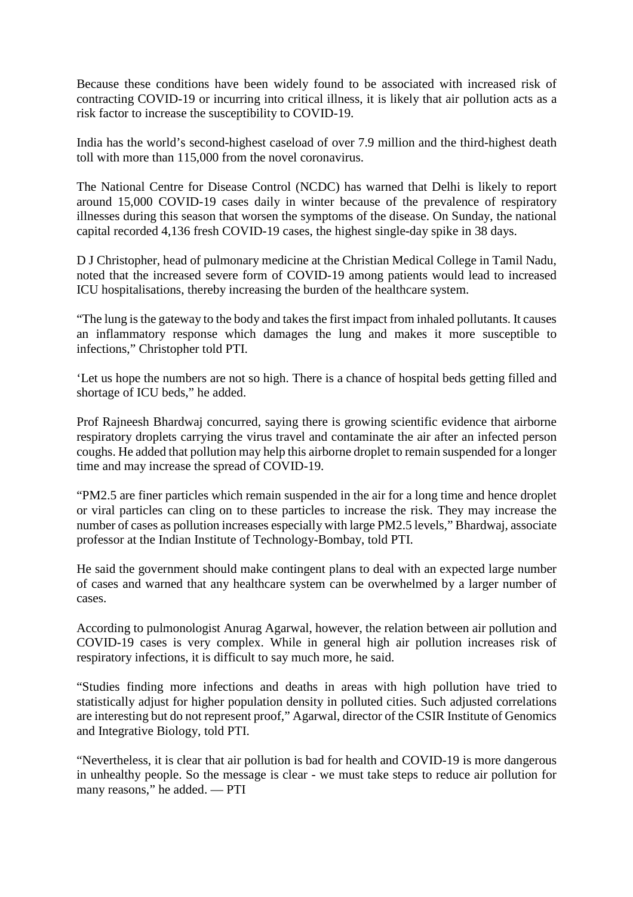Because these conditions have been widely found to be associated with increased risk of contracting COVID-19 or incurring into critical illness, it is likely that air pollution acts as a risk factor to increase the susceptibility to COVID-19.

India has the world's second-highest caseload of over 7.9 million and the third-highest death toll with more than 115,000 from the novel coronavirus.

The National Centre for Disease Control (NCDC) has warned that Delhi is likely to report around 15,000 COVID-19 cases daily in winter because of the prevalence of respiratory illnesses during this season that worsen the symptoms of the disease. On Sunday, the national capital recorded 4,136 fresh COVID-19 cases, the highest single-day spike in 38 days.

D J Christopher, head of pulmonary medicine at the Christian Medical College in Tamil Nadu, noted that the increased severe form of COVID-19 among patients would lead to increased ICU hospitalisations, thereby increasing the burden of the healthcare system.

"The lung is the gateway to the body and takes the first impact from inhaled pollutants. It causes an inflammatory response which damages the lung and makes it more susceptible to infections," Christopher told PTI.

'Let us hope the numbers are not so high. There is a chance of hospital beds getting filled and shortage of ICU beds," he added.

Prof Rajneesh Bhardwaj concurred, saying there is growing scientific evidence that airborne respiratory droplets carrying the virus travel and contaminate the air after an infected person coughs. He added that pollution may help this airborne droplet to remain suspended for a longer time and may increase the spread of COVID-19.

"PM2.5 are finer particles which remain suspended in the air for a long time and hence droplet or viral particles can cling on to these particles to increase the risk. They may increase the number of cases as pollution increases especially with large PM2.5 levels," Bhardwaj, associate professor at the Indian Institute of Technology-Bombay, told PTI.

He said the government should make contingent plans to deal with an expected large number of cases and warned that any healthcare system can be overwhelmed by a larger number of cases.

According to pulmonologist Anurag Agarwal, however, the relation between air pollution and COVID-19 cases is very complex. While in general high air pollution increases risk of respiratory infections, it is difficult to say much more, he said.

"Studies finding more infections and deaths in areas with high pollution have tried to statistically adjust for higher population density in polluted cities. Such adjusted correlations are interesting but do not represent proof," Agarwal, director of the CSIR Institute of Genomics and Integrative Biology, told PTI.

"Nevertheless, it is clear that air pollution is bad for health and COVID-19 is more dangerous in unhealthy people. So the message is clear - we must take steps to reduce air pollution for many reasons," he added. — PTI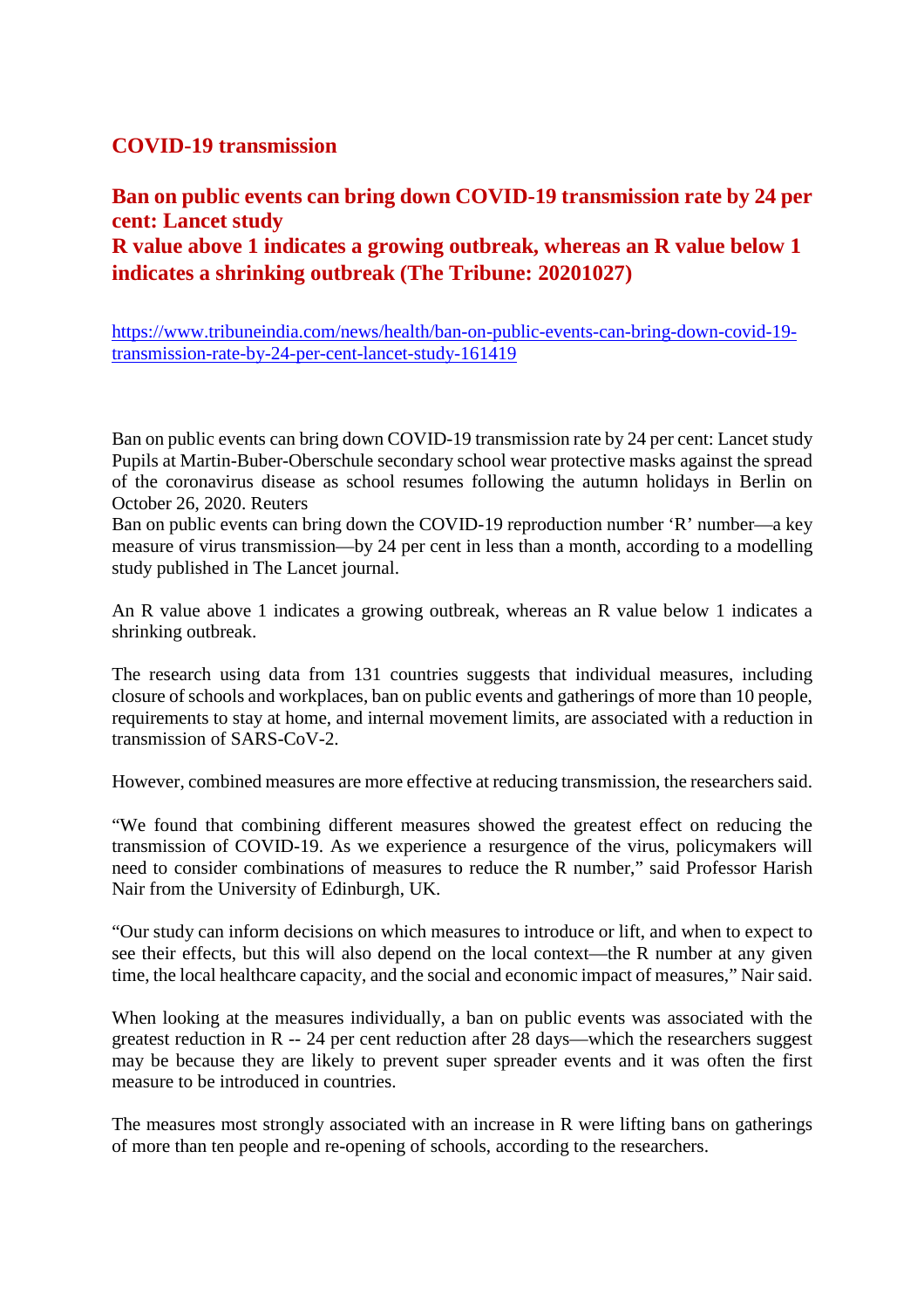## COVID-19 transmission

## Ban on public events can bring down COVID-19 transmission rate by 24 per cent: Lancet study
## R value above 1 indicates a growing outbreak, whereas an R value below 1 indicates a shrinking outbreak (The Tribune: 20201027)

https://www.tribuneindia.com/news/health/ban-on-public-events-can-bring-down-covid-19-transmission-rate-by-24-per-cent-lancet-study-161419

Ban on public events can bring down COVID-19 transmission rate by 24 per cent: Lancet study
Pupils at Martin-Buber-Oberschule secondary school wear protective masks against the spread of the coronavirus disease as school resumes following the autumn holidays in Berlin on October 26, 2020. Reuters
Ban on public events can bring down the COVID-19 reproduction number 'R' number—a key measure of virus transmission—by 24 per cent in less than a month, according to a modelling study published in The Lancet journal.

An R value above 1 indicates a growing outbreak, whereas an R value below 1 indicates a shrinking outbreak.

The research using data from 131 countries suggests that individual measures, including closure of schools and workplaces, ban on public events and gatherings of more than 10 people, requirements to stay at home, and internal movement limits, are associated with a reduction in transmission of SARS-CoV-2.

However, combined measures are more effective at reducing transmission, the researchers said.

"We found that combining different measures showed the greatest effect on reducing the transmission of COVID-19. As we experience a resurgence of the virus, policymakers will need to consider combinations of measures to reduce the R number," said Professor Harish Nair from the University of Edinburgh, UK.

"Our study can inform decisions on which measures to introduce or lift, and when to expect to see their effects, but this will also depend on the local context—the R number at any given time, the local healthcare capacity, and the social and economic impact of measures," Nair said.

When looking at the measures individually, a ban on public events was associated with the greatest reduction in R -- 24 per cent reduction after 28 days—which the researchers suggest may be because they are likely to prevent super spreader events and it was often the first measure to be introduced in countries.

The measures most strongly associated with an increase in R were lifting bans on gatherings of more than ten people and re-opening of schools, according to the researchers.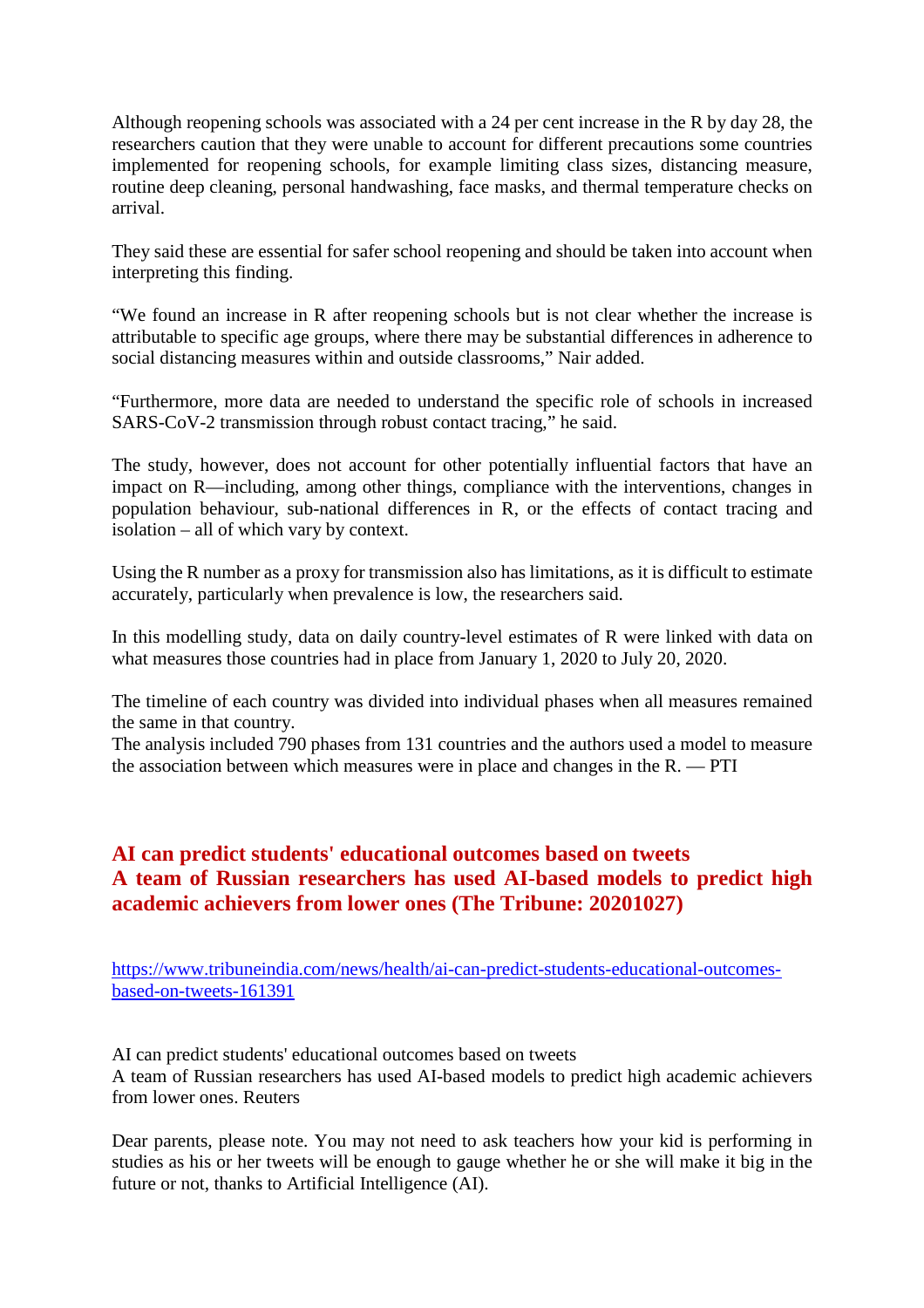Although reopening schools was associated with a 24 per cent increase in the R by day 28, the researchers caution that they were unable to account for different precautions some countries implemented for reopening schools, for example limiting class sizes, distancing measure, routine deep cleaning, personal handwashing, face masks, and thermal temperature checks on arrival.

They said these are essential for safer school reopening and should be taken into account when interpreting this finding.

“We found an increase in R after reopening schools but is not clear whether the increase is attributable to specific age groups, where there may be substantial differences in adherence to social distancing measures within and outside classrooms,” Nair added.

“Furthermore, more data are needed to understand the specific role of schools in increased SARS-CoV-2 transmission through robust contact tracing,” he said.

The study, however, does not account for other potentially influential factors that have an impact on R—including, among other things, compliance with the interventions, changes in population behaviour, sub-national differences in R, or the effects of contact tracing and isolation – all of which vary by context.

Using the R number as a proxy for transmission also has limitations, as it is difficult to estimate accurately, particularly when prevalence is low, the researchers said.

In this modelling study, data on daily country-level estimates of R were linked with data on what measures those countries had in place from January 1, 2020 to July 20, 2020.

The timeline of each country was divided into individual phases when all measures remained the same in that country.
The analysis included 790 phases from 131 countries and the authors used a model to measure the association between which measures were in place and changes in the R. — PTI

## AI can predict students' educational outcomes based on tweets
## A team of Russian researchers has used AI-based models to predict high academic achievers from lower ones (The Tribune: 20201027)

https://www.tribuneindia.com/news/health/ai-can-predict-students-educational-outcomes-based-on-tweets-161391

AI can predict students' educational outcomes based on tweets
A team of Russian researchers has used AI-based models to predict high academic achievers from lower ones. Reuters

Dear parents, please note. You may not need to ask teachers how your kid is performing in studies as his or her tweets will be enough to gauge whether he or she will make it big in the future or not, thanks to Artificial Intelligence (AI).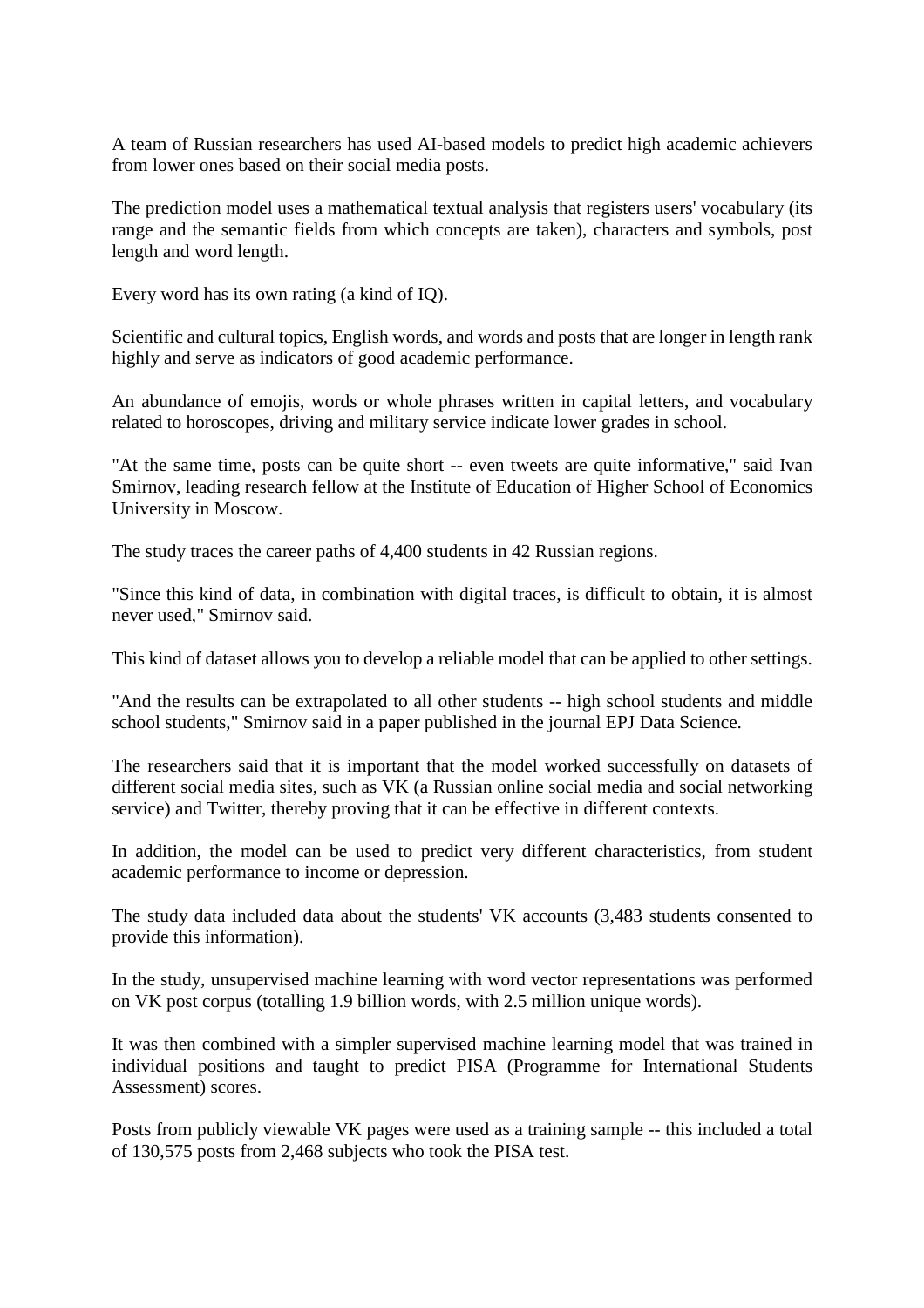A team of Russian researchers has used AI-based models to predict high academic achievers from lower ones based on their social media posts.

The prediction model uses a mathematical textual analysis that registers users' vocabulary (its range and the semantic fields from which concepts are taken), characters and symbols, post length and word length.

Every word has its own rating (a kind of IQ).

Scientific and cultural topics, English words, and words and posts that are longer in length rank highly and serve as indicators of good academic performance.

An abundance of emojis, words or whole phrases written in capital letters, and vocabulary related to horoscopes, driving and military service indicate lower grades in school.

"At the same time, posts can be quite short -- even tweets are quite informative," said Ivan Smirnov, leading research fellow at the Institute of Education of Higher School of Economics University in Moscow.

The study traces the career paths of 4,400 students in 42 Russian regions.

"Since this kind of data, in combination with digital traces, is difficult to obtain, it is almost never used," Smirnov said.

This kind of dataset allows you to develop a reliable model that can be applied to other settings.

"And the results can be extrapolated to all other students -- high school students and middle school students," Smirnov said in a paper published in the journal EPJ Data Science.

The researchers said that it is important that the model worked successfully on datasets of different social media sites, such as VK (a Russian online social media and social networking service) and Twitter, thereby proving that it can be effective in different contexts.

In addition, the model can be used to predict very different characteristics, from student academic performance to income or depression.

The study data included data about the students' VK accounts (3,483 students consented to provide this information).

In the study, unsupervised machine learning with word vector representations was performed on VK post corpus (totalling 1.9 billion words, with 2.5 million unique words).

It was then combined with a simpler supervised machine learning model that was trained in individual positions and taught to predict PISA (Programme for International Students Assessment) scores.

Posts from publicly viewable VK pages were used as a training sample -- this included a total of 130,575 posts from 2,468 subjects who took the PISA test.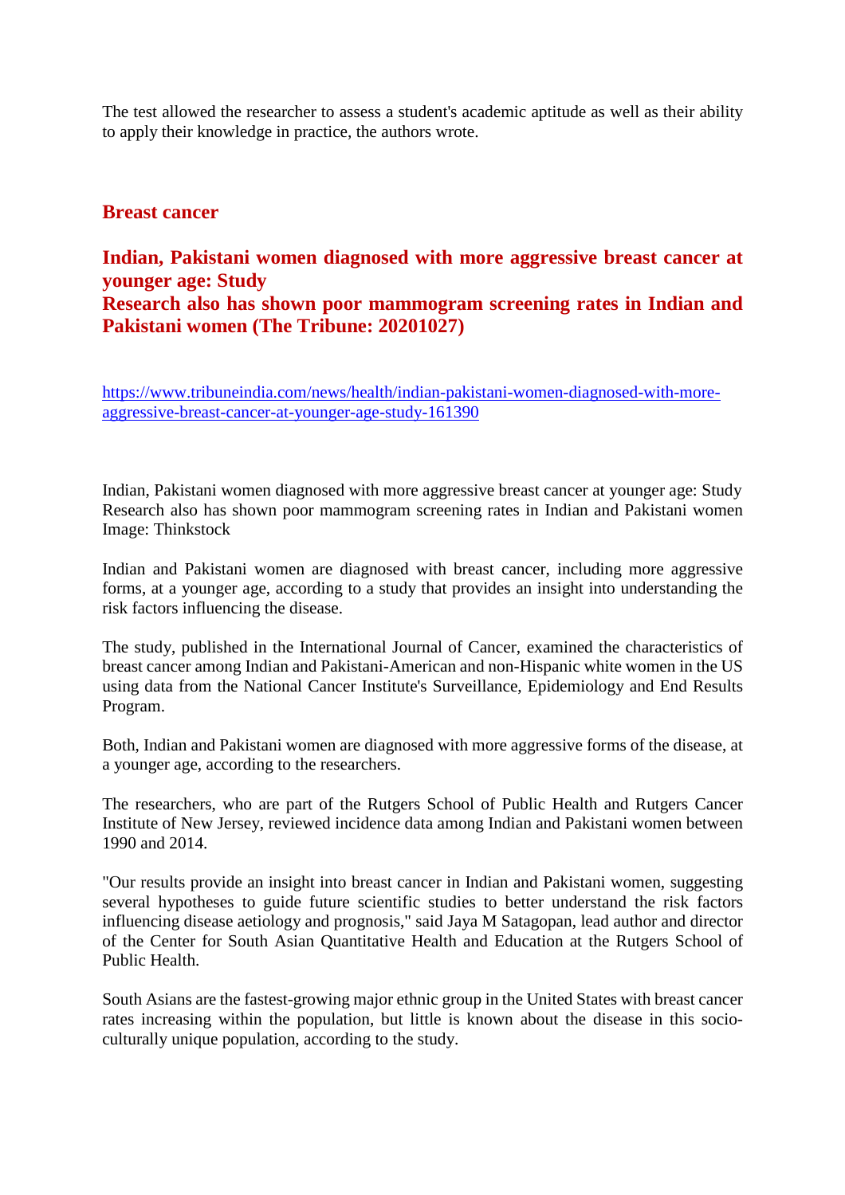The test allowed the researcher to assess a student's academic aptitude as well as their ability to apply their knowledge in practice, the authors wrote.

## Breast cancer

### Indian, Pakistani women diagnosed with more aggressive breast cancer at younger age: Study
### Research also has shown poor mammogram screening rates in Indian and Pakistani women (The Tribune: 20201027)

https://www.tribuneindia.com/news/health/indian-pakistani-women-diagnosed-with-more-aggressive-breast-cancer-at-younger-age-study-161390

Indian, Pakistani women diagnosed with more aggressive breast cancer at younger age: Study
Research also has shown poor mammogram screening rates in Indian and Pakistani women
Image: Thinkstock

Indian and Pakistani women are diagnosed with breast cancer, including more aggressive forms, at a younger age, according to a study that provides an insight into understanding the risk factors influencing the disease.

The study, published in the International Journal of Cancer, examined the characteristics of breast cancer among Indian and Pakistani-American and non-Hispanic white women in the US using data from the National Cancer Institute's Surveillance, Epidemiology and End Results Program.

Both, Indian and Pakistani women are diagnosed with more aggressive forms of the disease, at a younger age, according to the researchers.

The researchers, who are part of the Rutgers School of Public Health and Rutgers Cancer Institute of New Jersey, reviewed incidence data among Indian and Pakistani women between 1990 and 2014.

"Our results provide an insight into breast cancer in Indian and Pakistani women, suggesting several hypotheses to guide future scientific studies to better understand the risk factors influencing disease aetiology and prognosis," said Jaya M Satagopan, lead author and director of the Center for South Asian Quantitative Health and Education at the Rutgers School of Public Health.

South Asians are the fastest-growing major ethnic group in the United States with breast cancer rates increasing within the population, but little is known about the disease in this socio-culturally unique population, according to the study.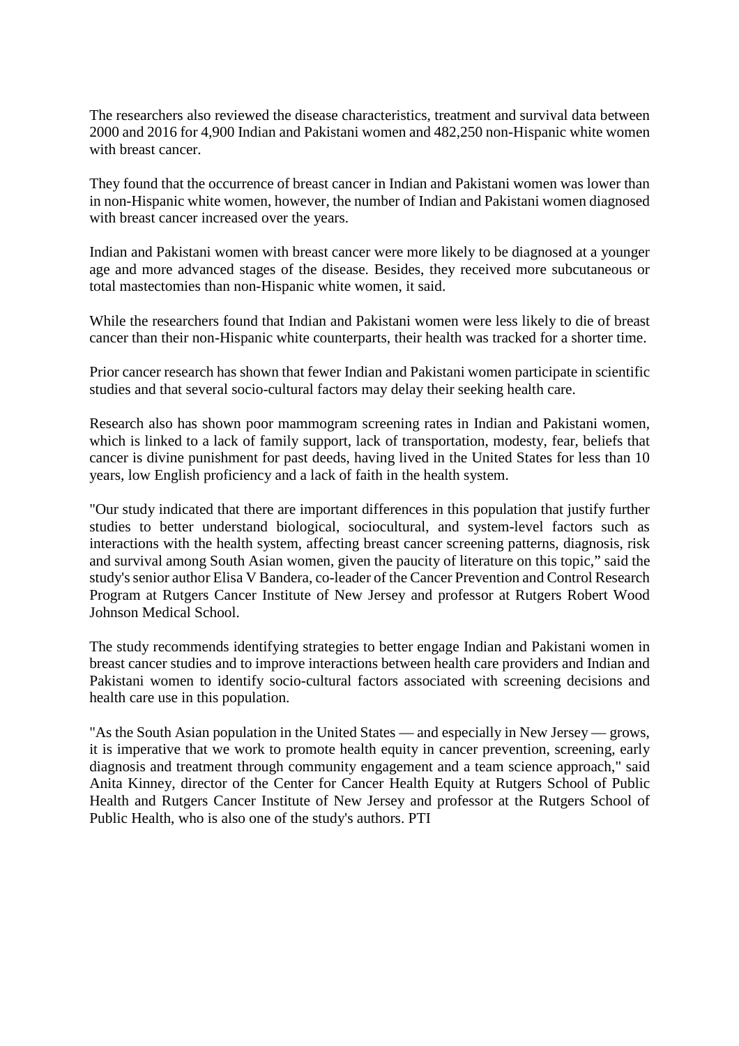The researchers also reviewed the disease characteristics, treatment and survival data between 2000 and 2016 for 4,900 Indian and Pakistani women and 482,250 non-Hispanic white women with breast cancer.

They found that the occurrence of breast cancer in Indian and Pakistani women was lower than in non-Hispanic white women, however, the number of Indian and Pakistani women diagnosed with breast cancer increased over the years.

Indian and Pakistani women with breast cancer were more likely to be diagnosed at a younger age and more advanced stages of the disease. Besides, they received more subcutaneous or total mastectomies than non-Hispanic white women, it said.

While the researchers found that Indian and Pakistani women were less likely to die of breast cancer than their non-Hispanic white counterparts, their health was tracked for a shorter time.

Prior cancer research has shown that fewer Indian and Pakistani women participate in scientific studies and that several socio-cultural factors may delay their seeking health care.

Research also has shown poor mammogram screening rates in Indian and Pakistani women, which is linked to a lack of family support, lack of transportation, modesty, fear, beliefs that cancer is divine punishment for past deeds, having lived in the United States for less than 10 years, low English proficiency and a lack of faith in the health system.

"Our study indicated that there are important differences in this population that justify further studies to better understand biological, sociocultural, and system-level factors such as interactions with the health system, affecting breast cancer screening patterns, diagnosis, risk and survival among South Asian women, given the paucity of literature on this topic," said the study's senior author Elisa V Bandera, co-leader of the Cancer Prevention and Control Research Program at Rutgers Cancer Institute of New Jersey and professor at Rutgers Robert Wood Johnson Medical School.

The study recommends identifying strategies to better engage Indian and Pakistani women in breast cancer studies and to improve interactions between health care providers and Indian and Pakistani women to identify socio-cultural factors associated with screening decisions and health care use in this population.

"As the South Asian population in the United States — and especially in New Jersey — grows, it is imperative that we work to promote health equity in cancer prevention, screening, early diagnosis and treatment through community engagement and a team science approach," said Anita Kinney, director of the Center for Cancer Health Equity at Rutgers School of Public Health and Rutgers Cancer Institute of New Jersey and professor at the Rutgers School of Public Health, who is also one of the study's authors. PTI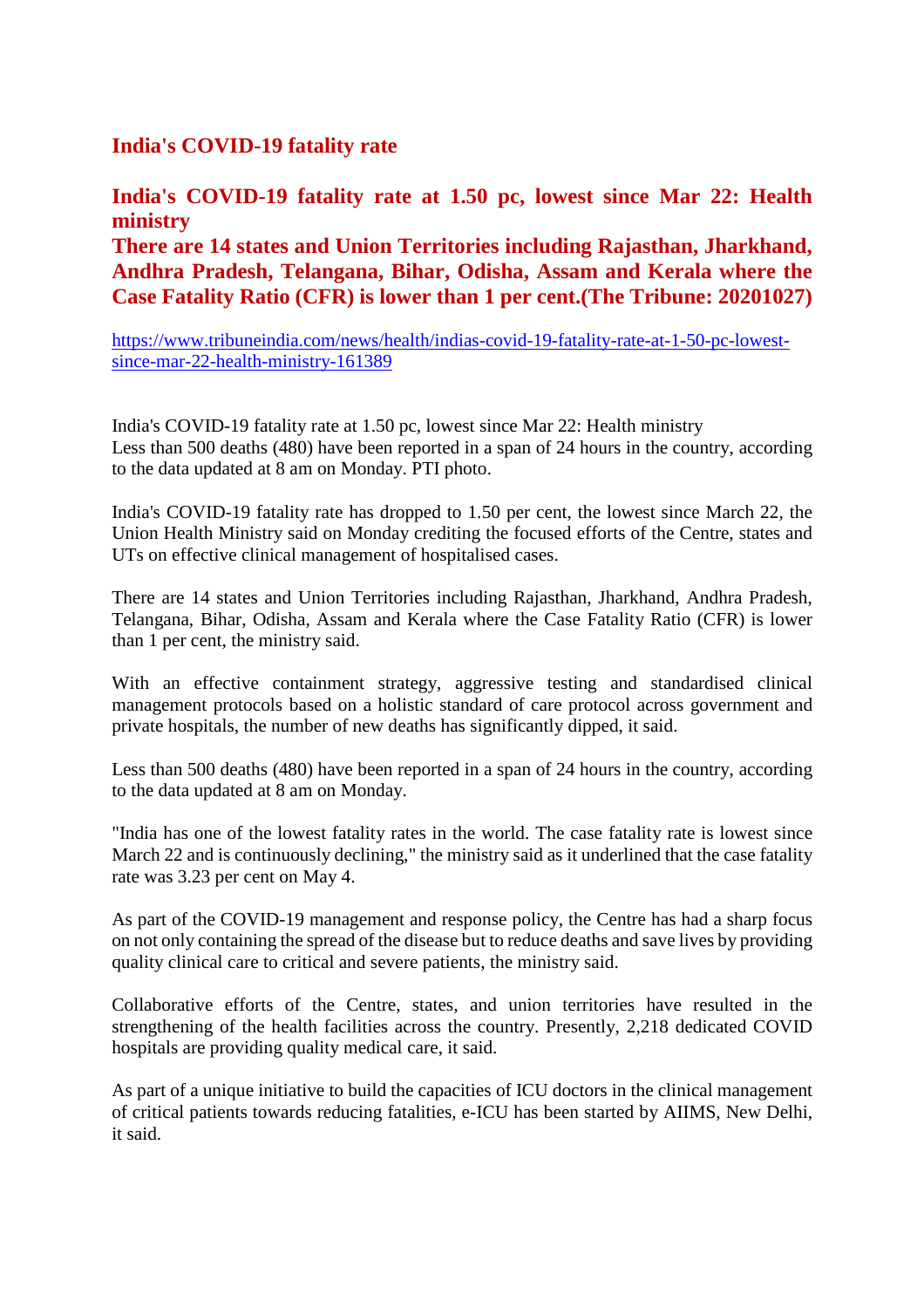## India's COVID-19 fatality rate

**India's COVID-19 fatality rate at 1.50 pc, lowest since Mar 22: Health ministry**
**There are 14 states and Union Territories including Rajasthan, Jharkhand, Andhra Pradesh, Telangana, Bihar, Odisha, Assam and Kerala where the Case Fatality Ratio (CFR) is lower than 1 per cent.(The Tribune: 20201027)**

https://www.tribuneindia.com/news/health/indias-covid-19-fatality-rate-at-1-50-pc-lowest-since-mar-22-health-ministry-161389

India's COVID-19 fatality rate at 1.50 pc, lowest since Mar 22: Health ministry
Less than 500 deaths (480) have been reported in a span of 24 hours in the country, according to the data updated at 8 am on Monday. PTI photo.

India's COVID-19 fatality rate has dropped to 1.50 per cent, the lowest since March 22, the Union Health Ministry said on Monday crediting the focused efforts of the Centre, states and UTs on effective clinical management of hospitalised cases.

There are 14 states and Union Territories including Rajasthan, Jharkhand, Andhra Pradesh, Telangana, Bihar, Odisha, Assam and Kerala where the Case Fatality Ratio (CFR) is lower than 1 per cent, the ministry said.

With an effective containment strategy, aggressive testing and standardised clinical management protocols based on a holistic standard of care protocol across government and private hospitals, the number of new deaths has significantly dipped, it said.

Less than 500 deaths (480) have been reported in a span of 24 hours in the country, according to the data updated at 8 am on Monday.

"India has one of the lowest fatality rates in the world. The case fatality rate is lowest since March 22 and is continuously declining," the ministry said as it underlined that the case fatality rate was 3.23 per cent on May 4.

As part of the COVID-19 management and response policy, the Centre has had a sharp focus on not only containing the spread of the disease but to reduce deaths and save lives by providing quality clinical care to critical and severe patients, the ministry said.

Collaborative efforts of the Centre, states, and union territories have resulted in the strengthening of the health facilities across the country. Presently, 2,218 dedicated COVID hospitals are providing quality medical care, it said.

As part of a unique initiative to build the capacities of ICU doctors in the clinical management of critical patients towards reducing fatalities, e-ICU has been started by AIIMS, New Delhi, it said.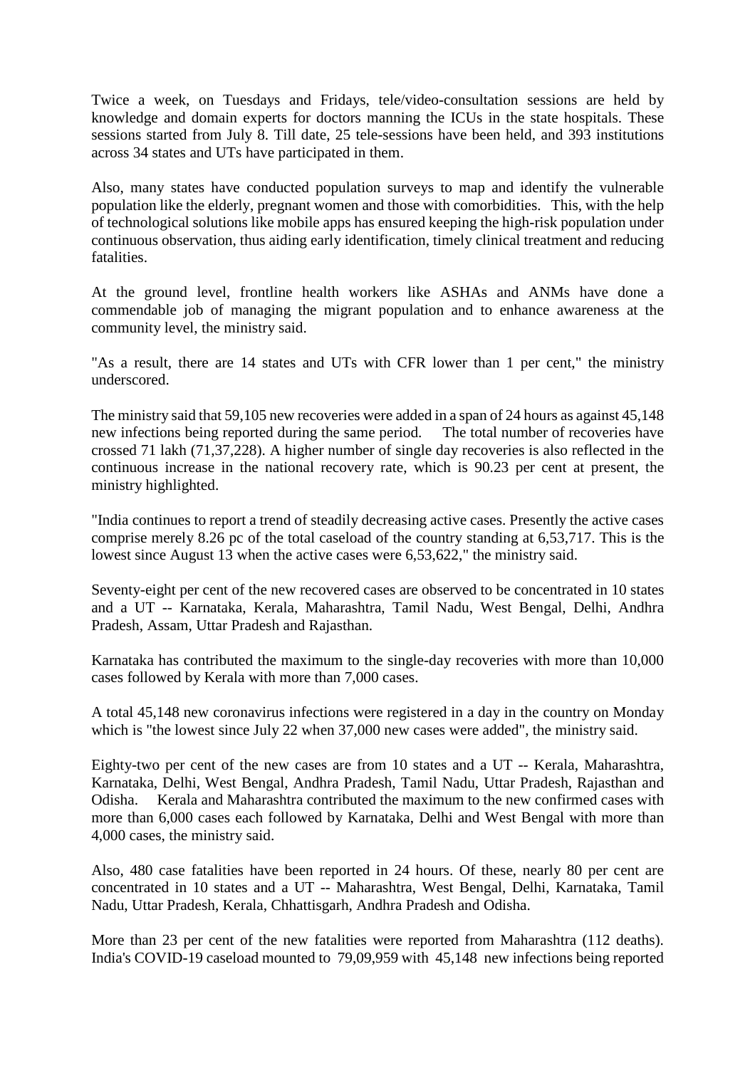Twice a week, on Tuesdays and Fridays, tele/video-consultation sessions are held by knowledge and domain experts for doctors manning the ICUs in the state hospitals. These sessions started from July 8. Till date, 25 tele-sessions have been held, and 393 institutions across 34 states and UTs have participated in them.

Also, many states have conducted population surveys to map and identify the vulnerable population like the elderly, pregnant women and those with comorbidities. This, with the help of technological solutions like mobile apps has ensured keeping the high-risk population under continuous observation, thus aiding early identification, timely clinical treatment and reducing fatalities.

At the ground level, frontline health workers like ASHAs and ANMs have done a commendable job of managing the migrant population and to enhance awareness at the community level, the ministry said.

"As a result, there are 14 states and UTs with CFR lower than 1 per cent," the ministry underscored.

The ministry said that 59,105 new recoveries were added in a span of 24 hours as against 45,148 new infections being reported during the same period. The total number of recoveries have crossed 71 lakh (71,37,228). A higher number of single day recoveries is also reflected in the continuous increase in the national recovery rate, which is 90.23 per cent at present, the ministry highlighted.

"India continues to report a trend of steadily decreasing active cases. Presently the active cases comprise merely 8.26 pc of the total caseload of the country standing at 6,53,717. This is the lowest since August 13 when the active cases were 6,53,622," the ministry said.

Seventy-eight per cent of the new recovered cases are observed to be concentrated in 10 states and a UT -- Karnataka, Kerala, Maharashtra, Tamil Nadu, West Bengal, Delhi, Andhra Pradesh, Assam, Uttar Pradesh and Rajasthan.

Karnataka has contributed the maximum to the single-day recoveries with more than 10,000 cases followed by Kerala with more than 7,000 cases.

A total 45,148 new coronavirus infections were registered in a day in the country on Monday which is "the lowest since July 22 when 37,000 new cases were added", the ministry said.

Eighty-two per cent of the new cases are from 10 states and a UT -- Kerala, Maharashtra, Karnataka, Delhi, West Bengal, Andhra Pradesh, Tamil Nadu, Uttar Pradesh, Rajasthan and Odisha. Kerala and Maharashtra contributed the maximum to the new confirmed cases with more than 6,000 cases each followed by Karnataka, Delhi and West Bengal with more than 4,000 cases, the ministry said.

Also, 480 case fatalities have been reported in 24 hours. Of these, nearly 80 per cent are concentrated in 10 states and a UT -- Maharashtra, West Bengal, Delhi, Karnataka, Tamil Nadu, Uttar Pradesh, Kerala, Chhattisgarh, Andhra Pradesh and Odisha.

More than 23 per cent of the new fatalities were reported from Maharashtra (112 deaths). India's COVID-19 caseload mounted to 79,09,959 with 45,148 new infections being reported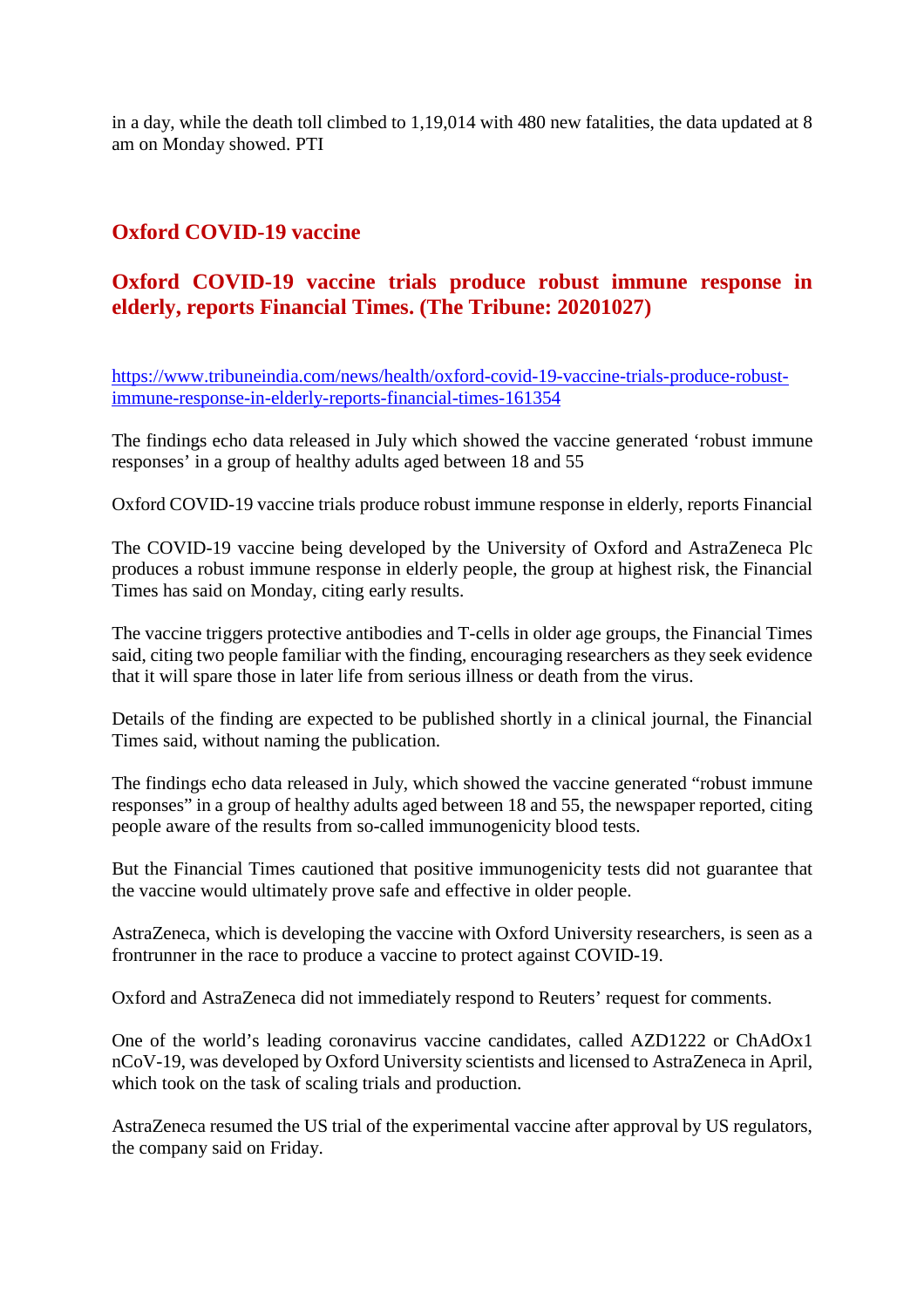in a day, while the death toll climbed to 1,19,014 with 480 new fatalities, the data updated at 8 am on Monday showed. PTI

## Oxford COVID-19 vaccine

## Oxford COVID-19 vaccine trials produce robust immune response in elderly, reports Financial Times. (The Tribune: 20201027)

https://www.tribuneindia.com/news/health/oxford-covid-19-vaccine-trials-produce-robust-immune-response-in-elderly-reports-financial-times-161354

The findings echo data released in July which showed the vaccine generated 'robust immune responses' in a group of healthy adults aged between 18 and 55

Oxford COVID-19 vaccine trials produce robust immune response in elderly, reports Financial

The COVID-19 vaccine being developed by the University of Oxford and AstraZeneca Plc produces a robust immune response in elderly people, the group at highest risk, the Financial Times has said on Monday, citing early results.

The vaccine triggers protective antibodies and T-cells in older age groups, the Financial Times said, citing two people familiar with the finding, encouraging researchers as they seek evidence that it will spare those in later life from serious illness or death from the virus.

Details of the finding are expected to be published shortly in a clinical journal, the Financial Times said, without naming the publication.

The findings echo data released in July, which showed the vaccine generated "robust immune responses" in a group of healthy adults aged between 18 and 55, the newspaper reported, citing people aware of the results from so-called immunogenicity blood tests.

But the Financial Times cautioned that positive immunogenicity tests did not guarantee that the vaccine would ultimately prove safe and effective in older people.

AstraZeneca, which is developing the vaccine with Oxford University researchers, is seen as a frontrunner in the race to produce a vaccine to protect against COVID-19.

Oxford and AstraZeneca did not immediately respond to Reuters' request for comments.

One of the world's leading coronavirus vaccine candidates, called AZD1222 or ChAdOx1 nCoV-19, was developed by Oxford University scientists and licensed to AstraZeneca in April, which took on the task of scaling trials and production.

AstraZeneca resumed the US trial of the experimental vaccine after approval by US regulators, the company said on Friday.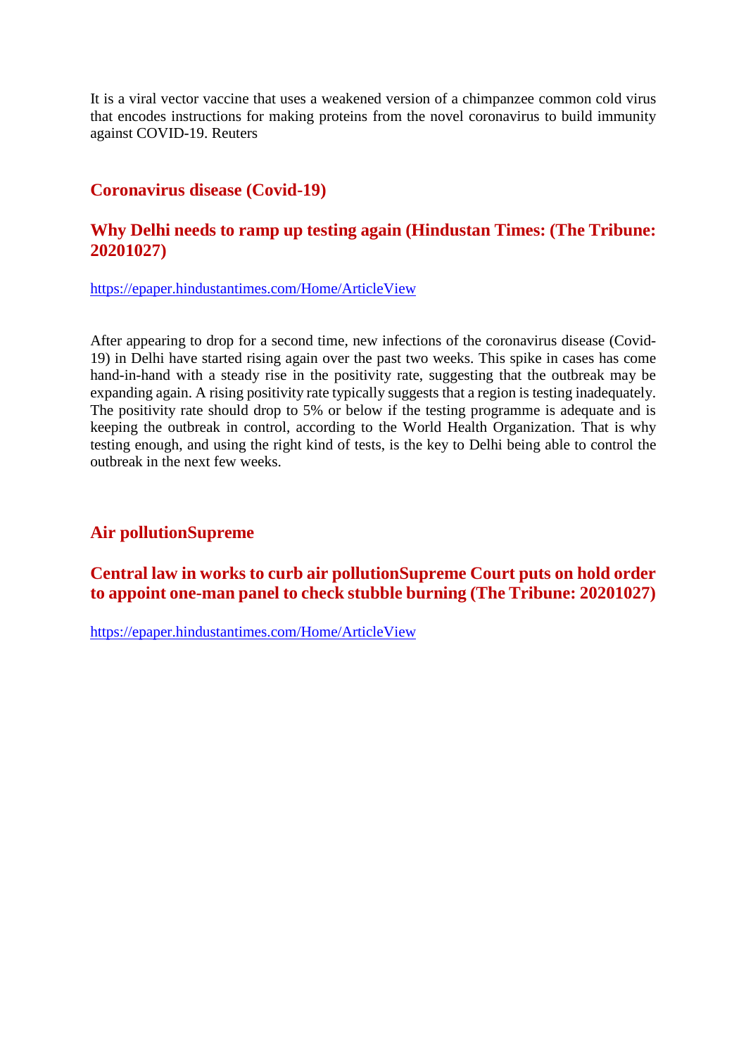It is a viral vector vaccine that uses a weakened version of a chimpanzee common cold virus that encodes instructions for making proteins from the novel coronavirus to build immunity against COVID-19. Reuters

## Coronavirus disease (Covid-19)

## Why Delhi needs to ramp up testing again (Hindustan Times: (The Tribune: 20201027)

https://epaper.hindustantimes.com/Home/ArticleView

After appearing to drop for a second time, new infections of the coronavirus disease (Covid-19) in Delhi have started rising again over the past two weeks. This spike in cases has come hand-in-hand with a steady rise in the positivity rate, suggesting that the outbreak may be expanding again. A rising positivity rate typically suggests that a region is testing inadequately. The positivity rate should drop to 5% or below if the testing programme is adequate and is keeping the outbreak in control, according to the World Health Organization. That is why testing enough, and using the right kind of tests, is the key to Delhi being able to control the outbreak in the next few weeks.

## Air pollutionSupreme

## Central law in works to curb air pollutionSupreme Court puts on hold order to appoint one-man panel to check stubble burning (The Tribune: 20201027)

https://epaper.hindustantimes.com/Home/ArticleView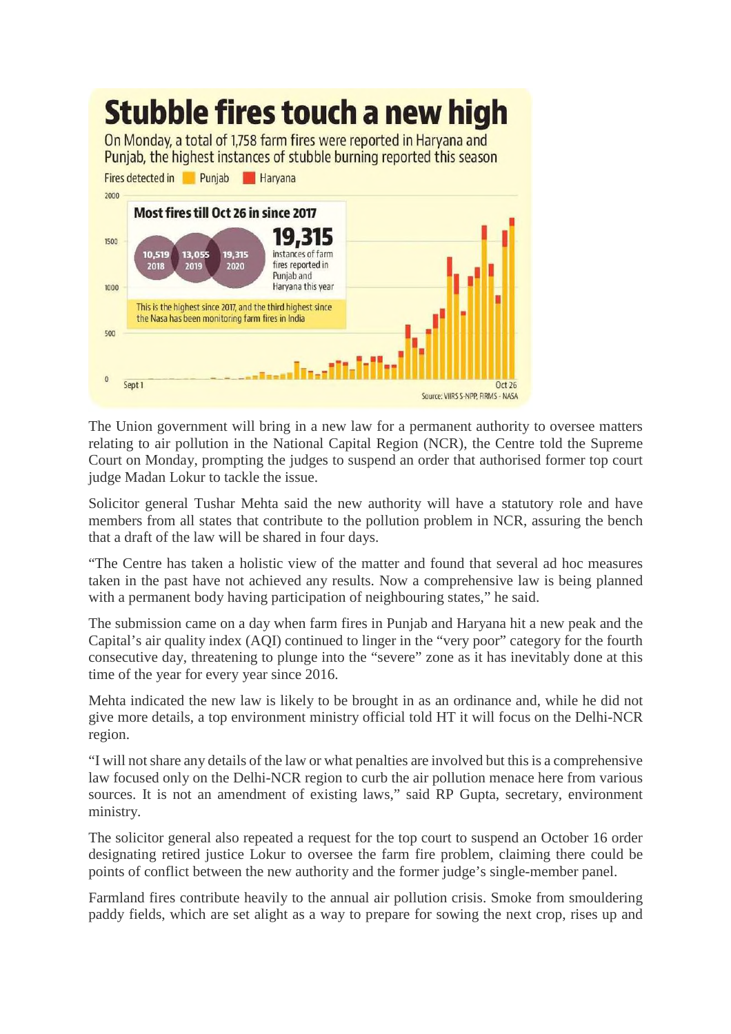## Stubble fires touch a new high

On Monday, a total of 1,758 farm fires were reported in Haryana and Punjab, the highest instances of stubble burning reported this season

Fires detected in Punjab Haryana

**Most fires till Oct 26 in since 2017**

10,519 2018 | 13,055 2019 | 19,315 2020

**19,315** instances of farm fires reported in Punjab and Haryana this year

This is the highest since 2017, and the third highest since the Nasa has been monitoring farm fires in India

Sept 1 — Oct 26

Source: VIIRS S-NPP, FIRMS - NASA

The Union government will bring in a new law for a permanent authority to oversee matters relating to air pollution in the National Capital Region (NCR), the Centre told the Supreme Court on Monday, prompting the judges to suspend an order that authorised former top court judge Madan Lokur to tackle the issue.

Solicitor general Tushar Mehta said the new authority will have a statutory role and have members from all states that contribute to the pollution problem in NCR, assuring the bench that a draft of the law will be shared in four days.

"The Centre has taken a holistic view of the matter and found that several ad hoc measures taken in the past have not achieved any results. Now a comprehensive law is being planned with a permanent body having participation of neighbouring states," he said.

The submission came on a day when farm fires in Punjab and Haryana hit a new peak and the Capital's air quality index (AQI) continued to linger in the "very poor" category for the fourth consecutive day, threatening to plunge into the "severe" zone as it has inevitably done at this time of the year for every year since 2016.

Mehta indicated the new law is likely to be brought in as an ordinance and, while he did not give more details, a top environment ministry official told HT it will focus on the Delhi-NCR region.

"I will not share any details of the law or what penalties are involved but this is a comprehensive law focused only on the Delhi-NCR region to curb the air pollution menace here from various sources. It is not an amendment of existing laws," said RP Gupta, secretary, environment ministry.

The solicitor general also repeated a request for the top court to suspend an October 16 order designating retired justice Lokur to oversee the farm fire problem, claiming there could be points of conflict between the new authority and the former judge's single-member panel.

Farmland fires contribute heavily to the annual air pollution crisis. Smoke from smouldering paddy fields, which are set alight as a way to prepare for sowing the next crop, rises up and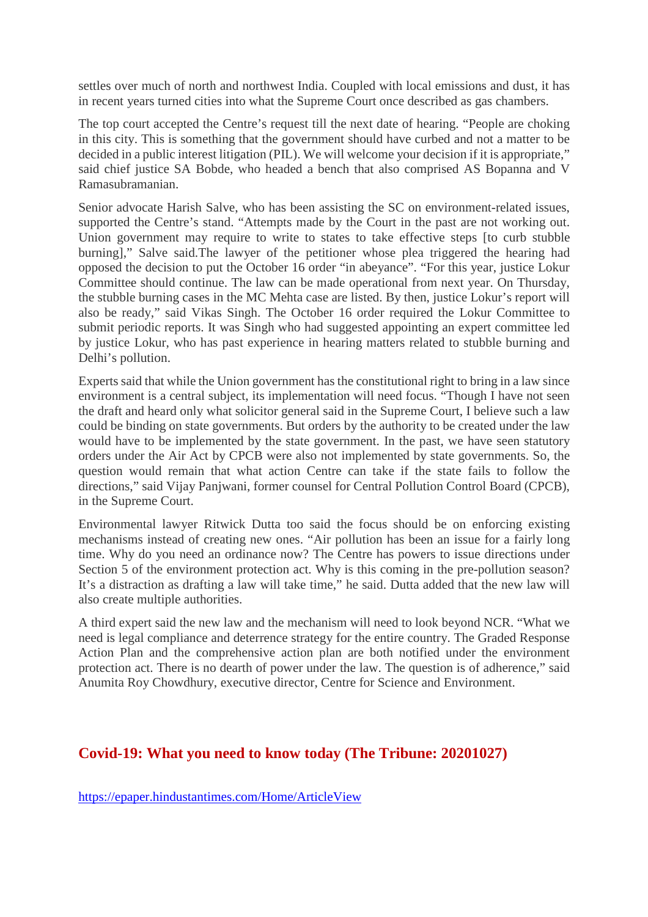settles over much of north and northwest India. Coupled with local emissions and dust, it has in recent years turned cities into what the Supreme Court once described as gas chambers.

The top court accepted the Centre's request till the next date of hearing. "People are choking in this city. This is something that the government should have curbed and not a matter to be decided in a public interest litigation (PIL). We will welcome your decision if it is appropriate," said chief justice SA Bobde, who headed a bench that also comprised AS Bopanna and V Ramasubramanian.

Senior advocate Harish Salve, who has been assisting the SC on environment-related issues, supported the Centre's stand. "Attempts made by the Court in the past are not working out. Union government may require to write to states to take effective steps [to curb stubble burning]," Salve said.The lawyer of the petitioner whose plea triggered the hearing had opposed the decision to put the October 16 order "in abeyance". "For this year, justice Lokur Committee should continue. The law can be made operational from next year. On Thursday, the stubble burning cases in the MC Mehta case are listed. By then, justice Lokur's report will also be ready," said Vikas Singh. The October 16 order required the Lokur Committee to submit periodic reports. It was Singh who had suggested appointing an expert committee led by justice Lokur, who has past experience in hearing matters related to stubble burning and Delhi's pollution.

Experts said that while the Union government has the constitutional right to bring in a law since environment is a central subject, its implementation will need focus. "Though I have not seen the draft and heard only what solicitor general said in the Supreme Court, I believe such a law could be binding on state governments. But orders by the authority to be created under the law would have to be implemented by the state government. In the past, we have seen statutory orders under the Air Act by CPCB were also not implemented by state governments. So, the question would remain that what action Centre can take if the state fails to follow the directions," said Vijay Panjwani, former counsel for Central Pollution Control Board (CPCB), in the Supreme Court.

Environmental lawyer Ritwick Dutta too said the focus should be on enforcing existing mechanisms instead of creating new ones. "Air pollution has been an issue for a fairly long time. Why do you need an ordinance now? The Centre has powers to issue directions under Section 5 of the environment protection act. Why is this coming in the pre-pollution season? It's a distraction as drafting a law will take time," he said. Dutta added that the new law will also create multiple authorities.

A third expert said the new law and the mechanism will need to look beyond NCR. "What we need is legal compliance and deterrence strategy for the entire country. The Graded Response Action Plan and the comprehensive action plan are both notified under the environment protection act. There is no dearth of power under the law. The question is of adherence," said Anumita Roy Chowdhury, executive director, Centre for Science and Environment.

## Covid-19: What you need to know today (The Tribune: 20201027)

https://epaper.hindustantimes.com/Home/ArticleView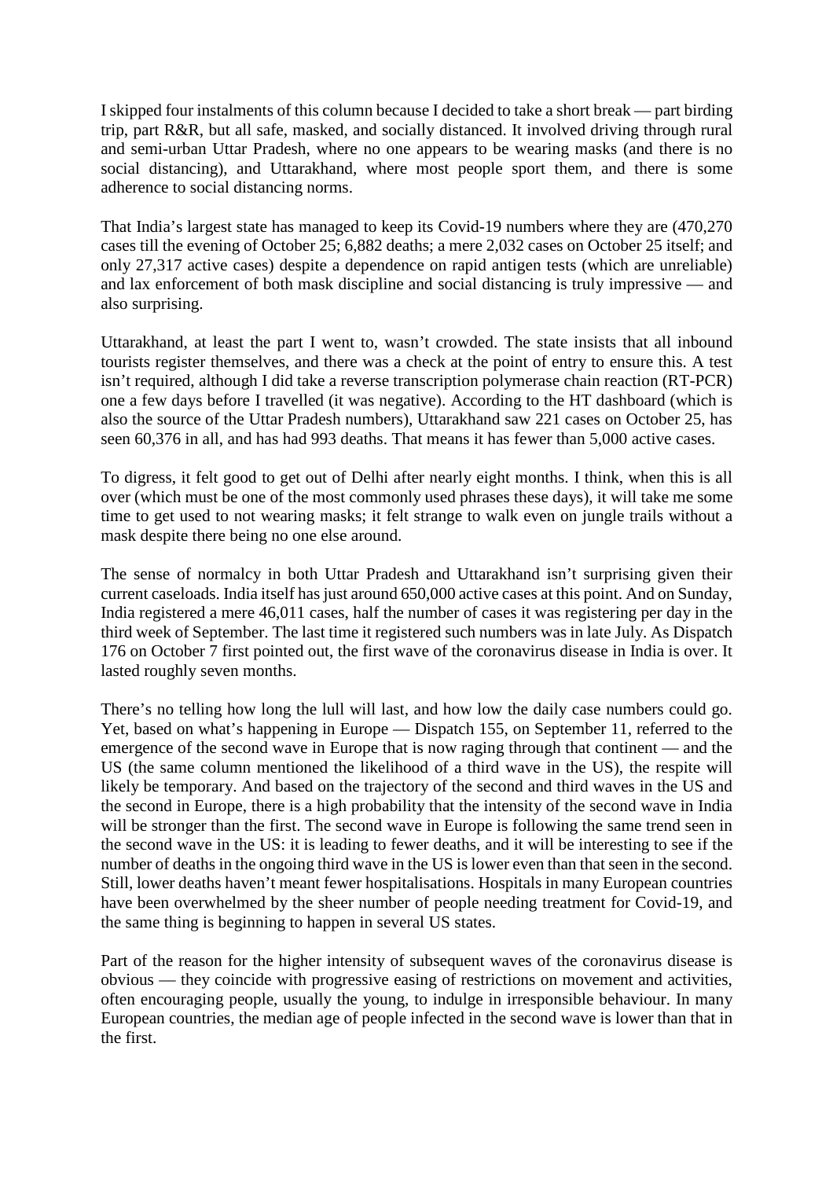I skipped four instalments of this column because I decided to take a short break — part birding trip, part R&R, but all safe, masked, and socially distanced. It involved driving through rural and semi-urban Uttar Pradesh, where no one appears to be wearing masks (and there is no social distancing), and Uttarakhand, where most people sport them, and there is some adherence to social distancing norms.

That India's largest state has managed to keep its Covid-19 numbers where they are (470,270 cases till the evening of October 25; 6,882 deaths; a mere 2,032 cases on October 25 itself; and only 27,317 active cases) despite a dependence on rapid antigen tests (which are unreliable) and lax enforcement of both mask discipline and social distancing is truly impressive — and also surprising.

Uttarakhand, at least the part I went to, wasn't crowded. The state insists that all inbound tourists register themselves, and there was a check at the point of entry to ensure this. A test isn't required, although I did take a reverse transcription polymerase chain reaction (RT-PCR) one a few days before I travelled (it was negative). According to the HT dashboard (which is also the source of the Uttar Pradesh numbers), Uttarakhand saw 221 cases on October 25, has seen 60,376 in all, and has had 993 deaths. That means it has fewer than 5,000 active cases.

To digress, it felt good to get out of Delhi after nearly eight months. I think, when this is all over (which must be one of the most commonly used phrases these days), it will take me some time to get used to not wearing masks; it felt strange to walk even on jungle trails without a mask despite there being no one else around.

The sense of normalcy in both Uttar Pradesh and Uttarakhand isn't surprising given their current caseloads. India itself has just around 650,000 active cases at this point. And on Sunday, India registered a mere 46,011 cases, half the number of cases it was registering per day in the third week of September. The last time it registered such numbers was in late July. As Dispatch 176 on October 7 first pointed out, the first wave of the coronavirus disease in India is over. It lasted roughly seven months.

There's no telling how long the lull will last, and how low the daily case numbers could go. Yet, based on what's happening in Europe — Dispatch 155, on September 11, referred to the emergence of the second wave in Europe that is now raging through that continent — and the US (the same column mentioned the likelihood of a third wave in the US), the respite will likely be temporary. And based on the trajectory of the second and third waves in the US and the second in Europe, there is a high probability that the intensity of the second wave in India will be stronger than the first. The second wave in Europe is following the same trend seen in the second wave in the US: it is leading to fewer deaths, and it will be interesting to see if the number of deaths in the ongoing third wave in the US is lower even than that seen in the second. Still, lower deaths haven't meant fewer hospitalisations. Hospitals in many European countries have been overwhelmed by the sheer number of people needing treatment for Covid-19, and the same thing is beginning to happen in several US states.

Part of the reason for the higher intensity of subsequent waves of the coronavirus disease is obvious — they coincide with progressive easing of restrictions on movement and activities, often encouraging people, usually the young, to indulge in irresponsible behaviour. In many European countries, the median age of people infected in the second wave is lower than that in the first.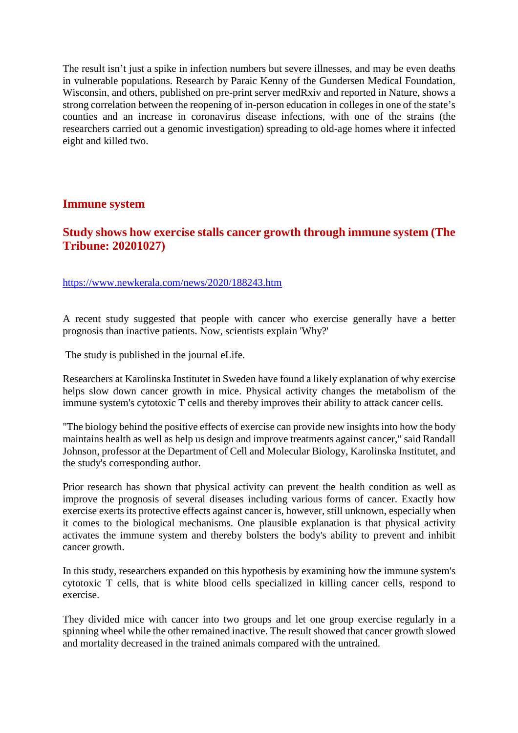The result isn't just a spike in infection numbers but severe illnesses, and may be even deaths in vulnerable populations. Research by Paraic Kenny of the Gundersen Medical Foundation, Wisconsin, and others, published on pre-print server medRxiv and reported in Nature, shows a strong correlation between the reopening of in-person education in colleges in one of the state's counties and an increase in coronavirus disease infections, with one of the strains (the researchers carried out a genomic investigation) spreading to old-age homes where it infected eight and killed two.

## Immune system

## Study shows how exercise stalls cancer growth through immune system (The Tribune: 20201027)

https://www.newkerala.com/news/2020/188243.htm

A recent study suggested that people with cancer who exercise generally have a better prognosis than inactive patients. Now, scientists explain 'Why?'

The study is published in the journal eLife.

Researchers at Karolinska Institutet in Sweden have found a likely explanation of why exercise helps slow down cancer growth in mice. Physical activity changes the metabolism of the immune system's cytotoxic T cells and thereby improves their ability to attack cancer cells.

"The biology behind the positive effects of exercise can provide new insights into how the body maintains health as well as help us design and improve treatments against cancer," said Randall Johnson, professor at the Department of Cell and Molecular Biology, Karolinska Institutet, and the study's corresponding author.

Prior research has shown that physical activity can prevent the health condition as well as improve the prognosis of several diseases including various forms of cancer. Exactly how exercise exerts its protective effects against cancer is, however, still unknown, especially when it comes to the biological mechanisms. One plausible explanation is that physical activity activates the immune system and thereby bolsters the body's ability to prevent and inhibit cancer growth.

In this study, researchers expanded on this hypothesis by examining how the immune system's cytotoxic T cells, that is white blood cells specialized in killing cancer cells, respond to exercise.

They divided mice with cancer into two groups and let one group exercise regularly in a spinning wheel while the other remained inactive. The result showed that cancer growth slowed and mortality decreased in the trained animals compared with the untrained.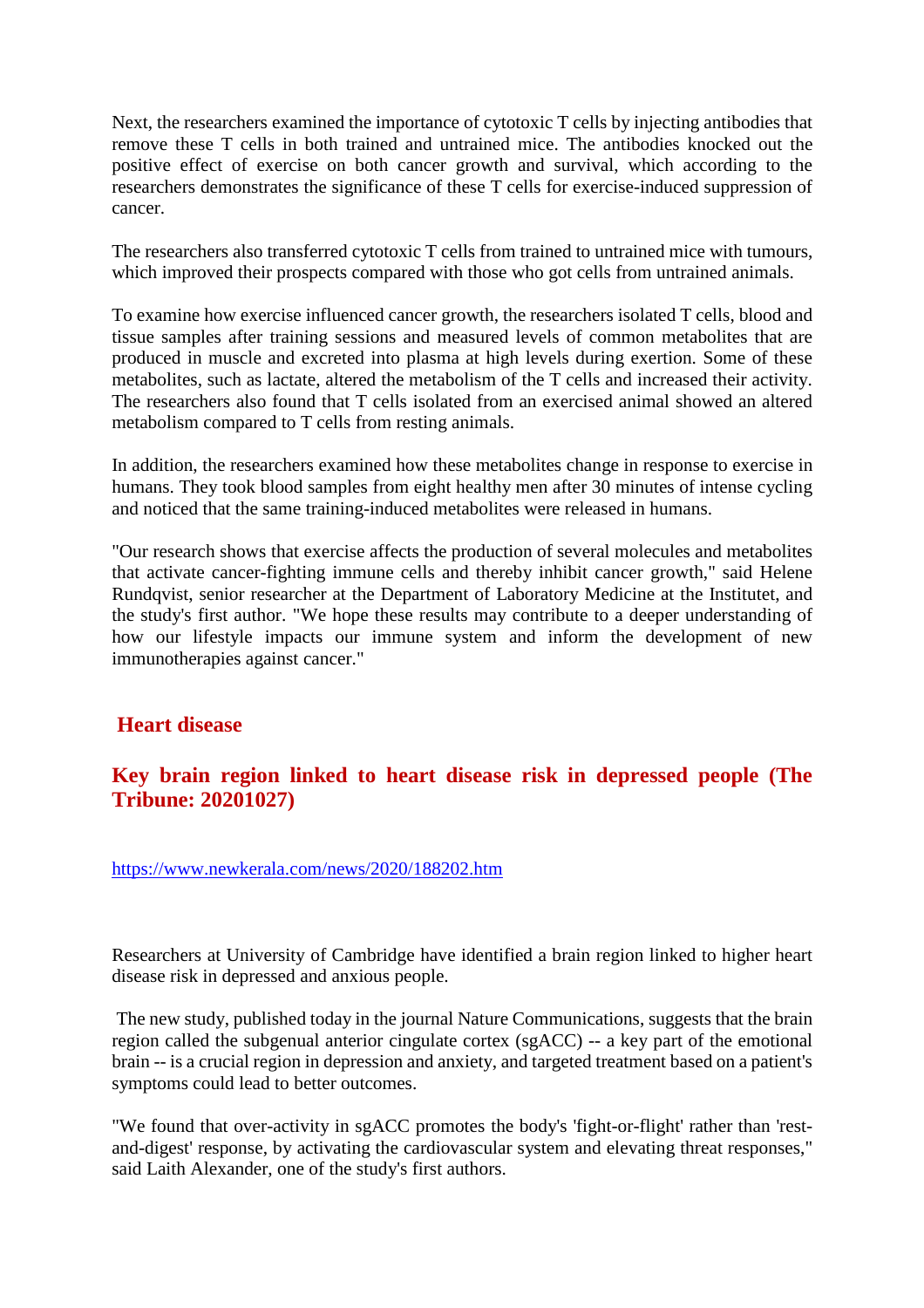Next, the researchers examined the importance of cytotoxic T cells by injecting antibodies that remove these T cells in both trained and untrained mice. The antibodies knocked out the positive effect of exercise on both cancer growth and survival, which according to the researchers demonstrates the significance of these T cells for exercise-induced suppression of cancer.

The researchers also transferred cytotoxic T cells from trained to untrained mice with tumours, which improved their prospects compared with those who got cells from untrained animals.

To examine how exercise influenced cancer growth, the researchers isolated T cells, blood and tissue samples after training sessions and measured levels of common metabolites that are produced in muscle and excreted into plasma at high levels during exertion. Some of these metabolites, such as lactate, altered the metabolism of the T cells and increased their activity. The researchers also found that T cells isolated from an exercised animal showed an altered metabolism compared to T cells from resting animals.

In addition, the researchers examined how these metabolites change in response to exercise in humans. They took blood samples from eight healthy men after 30 minutes of intense cycling and noticed that the same training-induced metabolites were released in humans.

"Our research shows that exercise affects the production of several molecules and metabolites that activate cancer-fighting immune cells and thereby inhibit cancer growth," said Helene Rundqvist, senior researcher at the Department of Laboratory Medicine at the Institutet, and the study's first author. "We hope these results may contribute to a deeper understanding of how our lifestyle impacts our immune system and inform the development of new immunotherapies against cancer."

## Heart disease

## Key brain region linked to heart disease risk in depressed people (The Tribune: 20201027)

https://www.newkerala.com/news/2020/188202.htm

Researchers at University of Cambridge have identified a brain region linked to higher heart disease risk in depressed and anxious people.

The new study, published today in the journal Nature Communications, suggests that the brain region called the subgenual anterior cingulate cortex (sgACC) -- a key part of the emotional brain -- is a crucial region in depression and anxiety, and targeted treatment based on a patient's symptoms could lead to better outcomes.

"We found that over-activity in sgACC promotes the body's 'fight-or-flight' rather than 'rest-and-digest' response, by activating the cardiovascular system and elevating threat responses," said Laith Alexander, one of the study's first authors.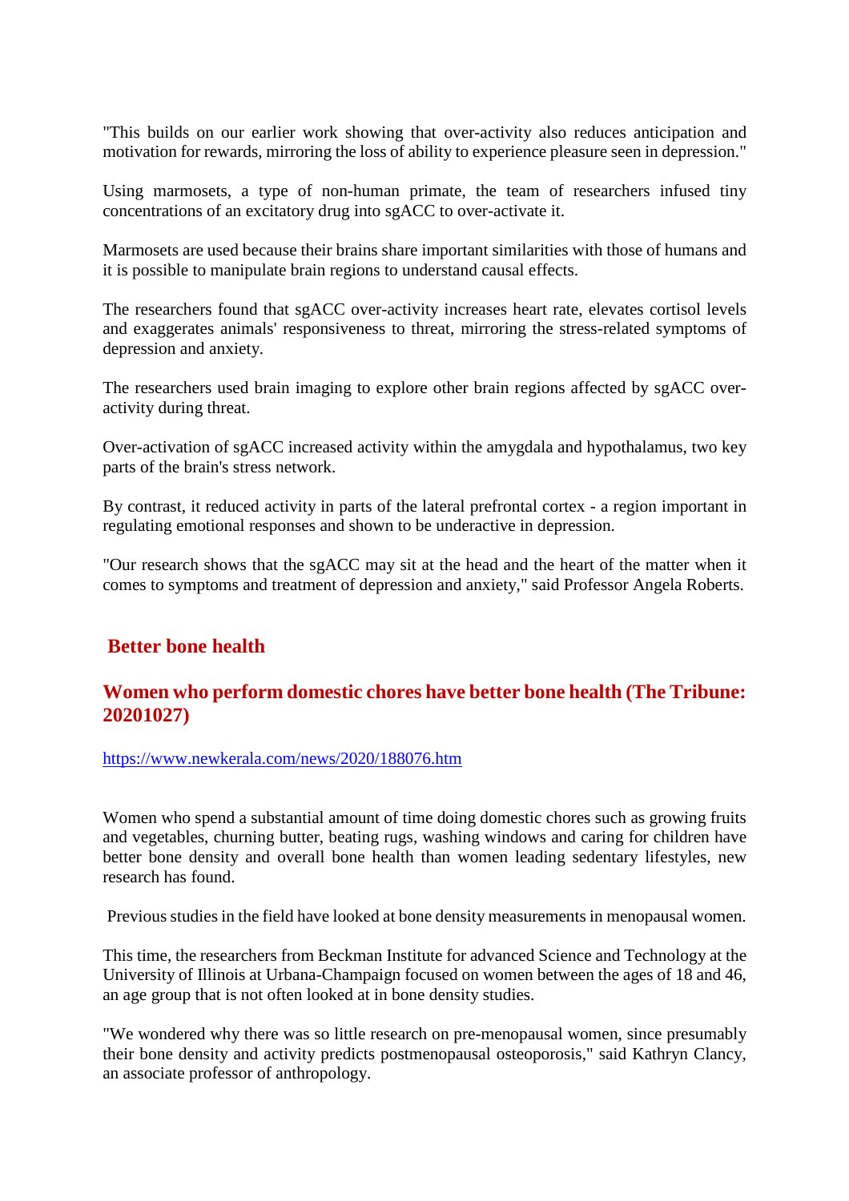"This builds on our earlier work showing that over-activity also reduces anticipation and motivation for rewards, mirroring the loss of ability to experience pleasure seen in depression."

Using marmosets, a type of non-human primate, the team of researchers infused tiny concentrations of an excitatory drug into sgACC to over-activate it.

Marmosets are used because their brains share important similarities with those of humans and it is possible to manipulate brain regions to understand causal effects.

The researchers found that sgACC over-activity increases heart rate, elevates cortisol levels and exaggerates animals' responsiveness to threat, mirroring the stress-related symptoms of depression and anxiety.

The researchers used brain imaging to explore other brain regions affected by sgACC over-activity during threat.

Over-activation of sgACC increased activity within the amygdala and hypothalamus, two key parts of the brain's stress network.

By contrast, it reduced activity in parts of the lateral prefrontal cortex - a region important in regulating emotional responses and shown to be underactive in depression.

"Our research shows that the sgACC may sit at the head and the heart of the matter when it comes to symptoms and treatment of depression and anxiety," said Professor Angela Roberts.

## Better bone health

### Women who perform domestic chores have better bone health (The Tribune: 20201027)

https://www.newkerala.com/news/2020/188076.htm

Women who spend a substantial amount of time doing domestic chores such as growing fruits and vegetables, churning butter, beating rugs, washing windows and caring for children have better bone density and overall bone health than women leading sedentary lifestyles, new research has found.

Previous studies in the field have looked at bone density measurements in menopausal women.

This time, the researchers from Beckman Institute for advanced Science and Technology at the University of Illinois at Urbana-Champaign focused on women between the ages of 18 and 46, an age group that is not often looked at in bone density studies.

"We wondered why there was so little research on pre-menopausal women, since presumably their bone density and activity predicts postmenopausal osteoporosis," said Kathryn Clancy, an associate professor of anthropology.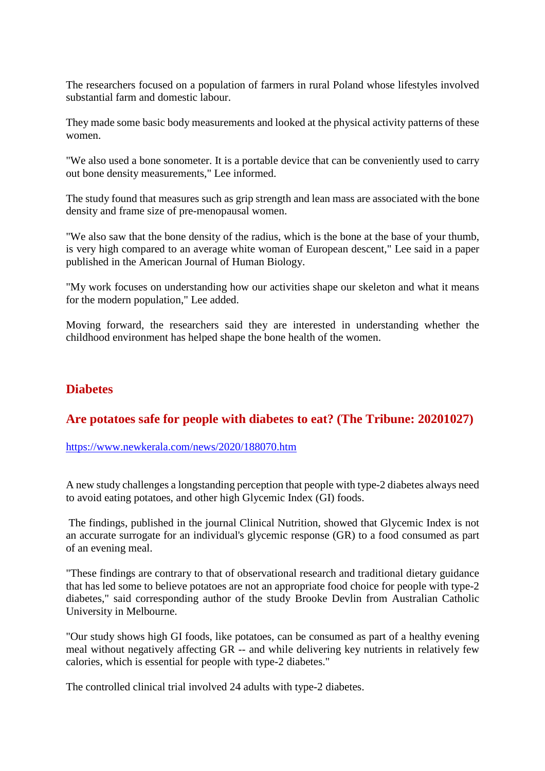The researchers focused on a population of farmers in rural Poland whose lifestyles involved substantial farm and domestic labour.

They made some basic body measurements and looked at the physical activity patterns of these women.

"We also used a bone sonometer. It is a portable device that can be conveniently used to carry out bone density measurements," Lee informed.

The study found that measures such as grip strength and lean mass are associated with the bone density and frame size of pre-menopausal women.

"We also saw that the bone density of the radius, which is the bone at the base of your thumb, is very high compared to an average white woman of European descent," Lee said in a paper published in the American Journal of Human Biology.

"My work focuses on understanding how our activities shape our skeleton and what it means for the modern population," Lee added.

Moving forward, the researchers said they are interested in understanding whether the childhood environment has helped shape the bone health of the women.

## Diabetes

### Are potatoes safe for people with diabetes to eat? (The Tribune: 20201027)

https://www.newkerala.com/news/2020/188070.htm

A new study challenges a longstanding perception that people with type-2 diabetes always need to avoid eating potatoes, and other high Glycemic Index (GI) foods.

The findings, published in the journal Clinical Nutrition, showed that Glycemic Index is not an accurate surrogate for an individual's glycemic response (GR) to a food consumed as part of an evening meal.

"These findings are contrary to that of observational research and traditional dietary guidance that has led some to believe potatoes are not an appropriate food choice for people with type-2 diabetes," said corresponding author of the study Brooke Devlin from Australian Catholic University in Melbourne.

"Our study shows high GI foods, like potatoes, can be consumed as part of a healthy evening meal without negatively affecting GR -- and while delivering key nutrients in relatively few calories, which is essential for people with type-2 diabetes."

The controlled clinical trial involved 24 adults with type-2 diabetes.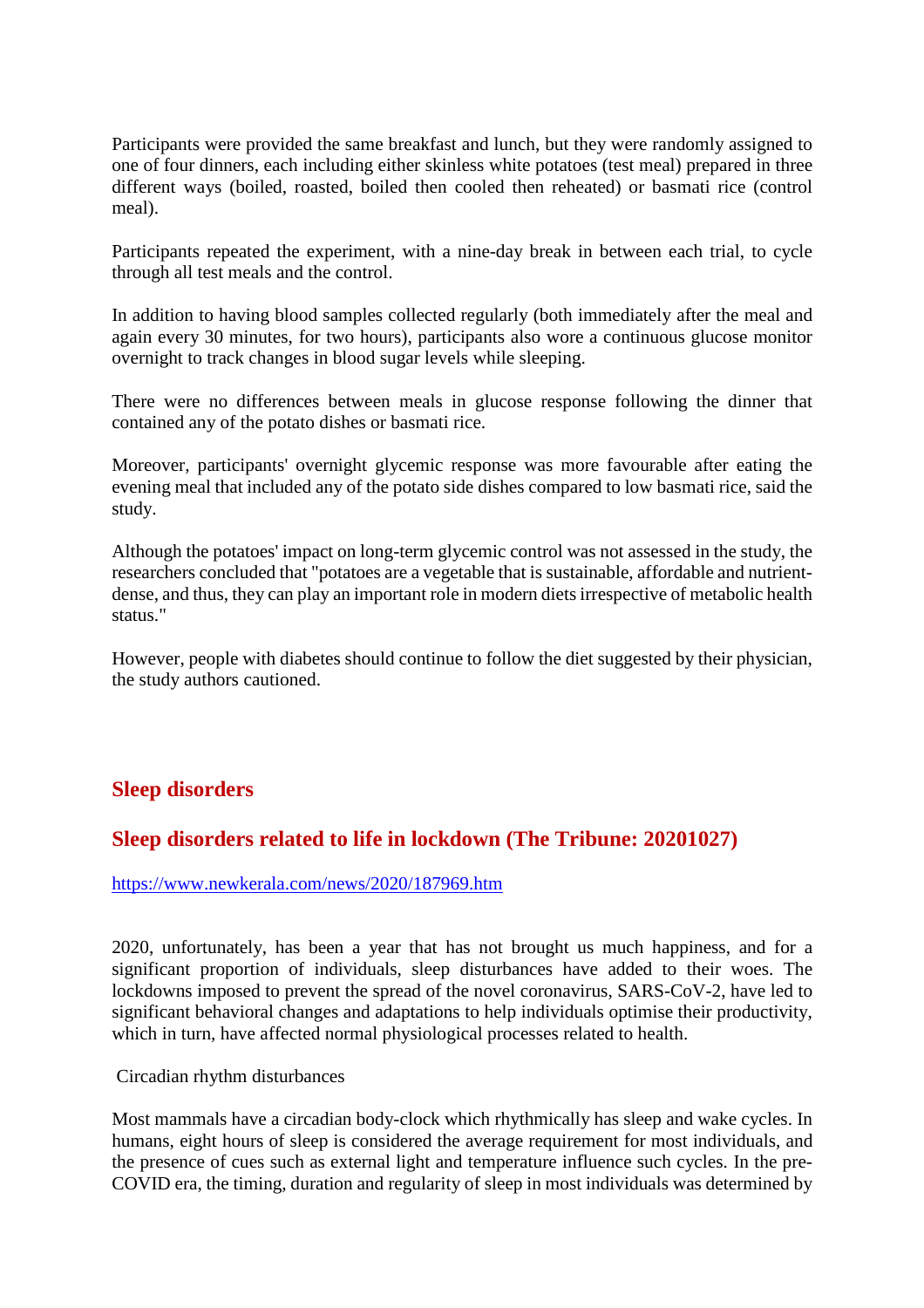Participants were provided the same breakfast and lunch, but they were randomly assigned to one of four dinners, each including either skinless white potatoes (test meal) prepared in three different ways (boiled, roasted, boiled then cooled then reheated) or basmati rice (control meal).

Participants repeated the experiment, with a nine-day break in between each trial, to cycle through all test meals and the control.

In addition to having blood samples collected regularly (both immediately after the meal and again every 30 minutes, for two hours), participants also wore a continuous glucose monitor overnight to track changes in blood sugar levels while sleeping.

There were no differences between meals in glucose response following the dinner that contained any of the potato dishes or basmati rice.

Moreover, participants' overnight glycemic response was more favourable after eating the evening meal that included any of the potato side dishes compared to low basmati rice, said the study.

Although the potatoes' impact on long-term glycemic control was not assessed in the study, the researchers concluded that "potatoes are a vegetable that is sustainable, affordable and nutrient-dense, and thus, they can play an important role in modern diets irrespective of metabolic health status."

However, people with diabetes should continue to follow the diet suggested by their physician, the study authors cautioned.

## Sleep disorders

## Sleep disorders related to life in lockdown (The Tribune: 20201027)

https://www.newkerala.com/news/2020/187969.htm

2020, unfortunately, has been a year that has not brought us much happiness, and for a significant proportion of individuals, sleep disturbances have added to their woes. The lockdowns imposed to prevent the spread of the novel coronavirus, SARS-CoV-2, have led to significant behavioral changes and adaptations to help individuals optimise their productivity, which in turn, have affected normal physiological processes related to health.

Circadian rhythm disturbances

Most mammals have a circadian body-clock which rhythmically has sleep and wake cycles. In humans, eight hours of sleep is considered the average requirement for most individuals, and the presence of cues such as external light and temperature influence such cycles. In the pre-COVID era, the timing, duration and regularity of sleep in most individuals was determined by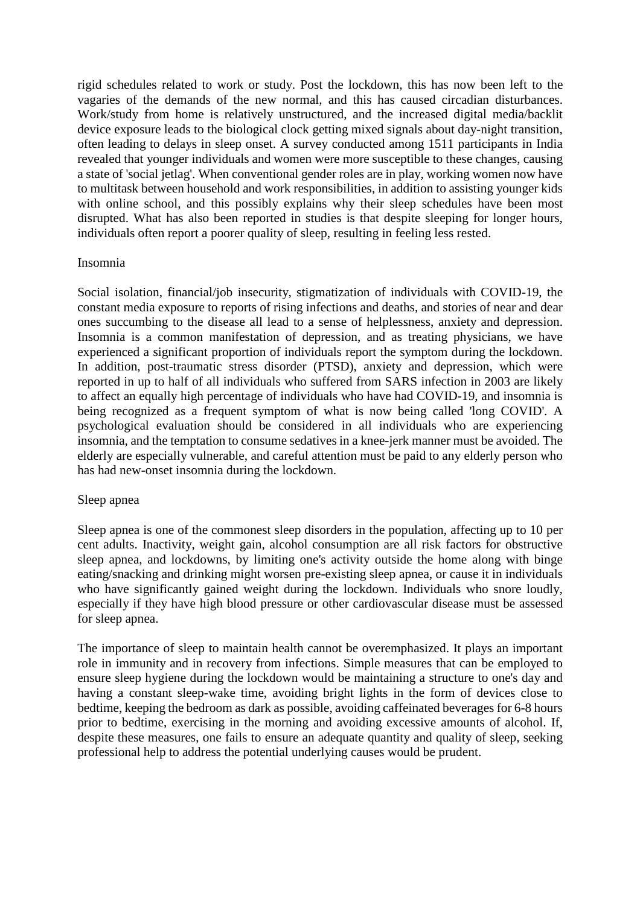rigid schedules related to work or study. Post the lockdown, this has now been left to the vagaries of the demands of the new normal, and this has caused circadian disturbances. Work/study from home is relatively unstructured, and the increased digital media/backlit device exposure leads to the biological clock getting mixed signals about day-night transition, often leading to delays in sleep onset. A survey conducted among 1511 participants in India revealed that younger individuals and women were more susceptible to these changes, causing a state of 'social jetlag'. When conventional gender roles are in play, working women now have to multitask between household and work responsibilities, in addition to assisting younger kids with online school, and this possibly explains why their sleep schedules have been most disrupted. What has also been reported in studies is that despite sleeping for longer hours, individuals often report a poorer quality of sleep, resulting in feeling less rested.

### Insomnia

Social isolation, financial/job insecurity, stigmatization of individuals with COVID-19, the constant media exposure to reports of rising infections and deaths, and stories of near and dear ones succumbing to the disease all lead to a sense of helplessness, anxiety and depression. Insomnia is a common manifestation of depression, and as treating physicians, we have experienced a significant proportion of individuals report the symptom during the lockdown. In addition, post-traumatic stress disorder (PTSD), anxiety and depression, which were reported in up to half of all individuals who suffered from SARS infection in 2003 are likely to affect an equally high percentage of individuals who have had COVID-19, and insomnia is being recognized as a frequent symptom of what is now being called 'long COVID'. A psychological evaluation should be considered in all individuals who are experiencing insomnia, and the temptation to consume sedatives in a knee-jerk manner must be avoided. The elderly are especially vulnerable, and careful attention must be paid to any elderly person who has had new-onset insomnia during the lockdown.

### Sleep apnea

Sleep apnea is one of the commonest sleep disorders in the population, affecting up to 10 per cent adults. Inactivity, weight gain, alcohol consumption are all risk factors for obstructive sleep apnea, and lockdowns, by limiting one's activity outside the home along with binge eating/snacking and drinking might worsen pre-existing sleep apnea, or cause it in individuals who have significantly gained weight during the lockdown. Individuals who snore loudly, especially if they have high blood pressure or other cardiovascular disease must be assessed for sleep apnea.

The importance of sleep to maintain health cannot be overemphasized. It plays an important role in immunity and in recovery from infections. Simple measures that can be employed to ensure sleep hygiene during the lockdown would be maintaining a structure to one's day and having a constant sleep-wake time, avoiding bright lights in the form of devices close to bedtime, keeping the bedroom as dark as possible, avoiding caffeinated beverages for 6-8 hours prior to bedtime, exercising in the morning and avoiding excessive amounts of alcohol. If, despite these measures, one fails to ensure an adequate quantity and quality of sleep, seeking professional help to address the potential underlying causes would be prudent.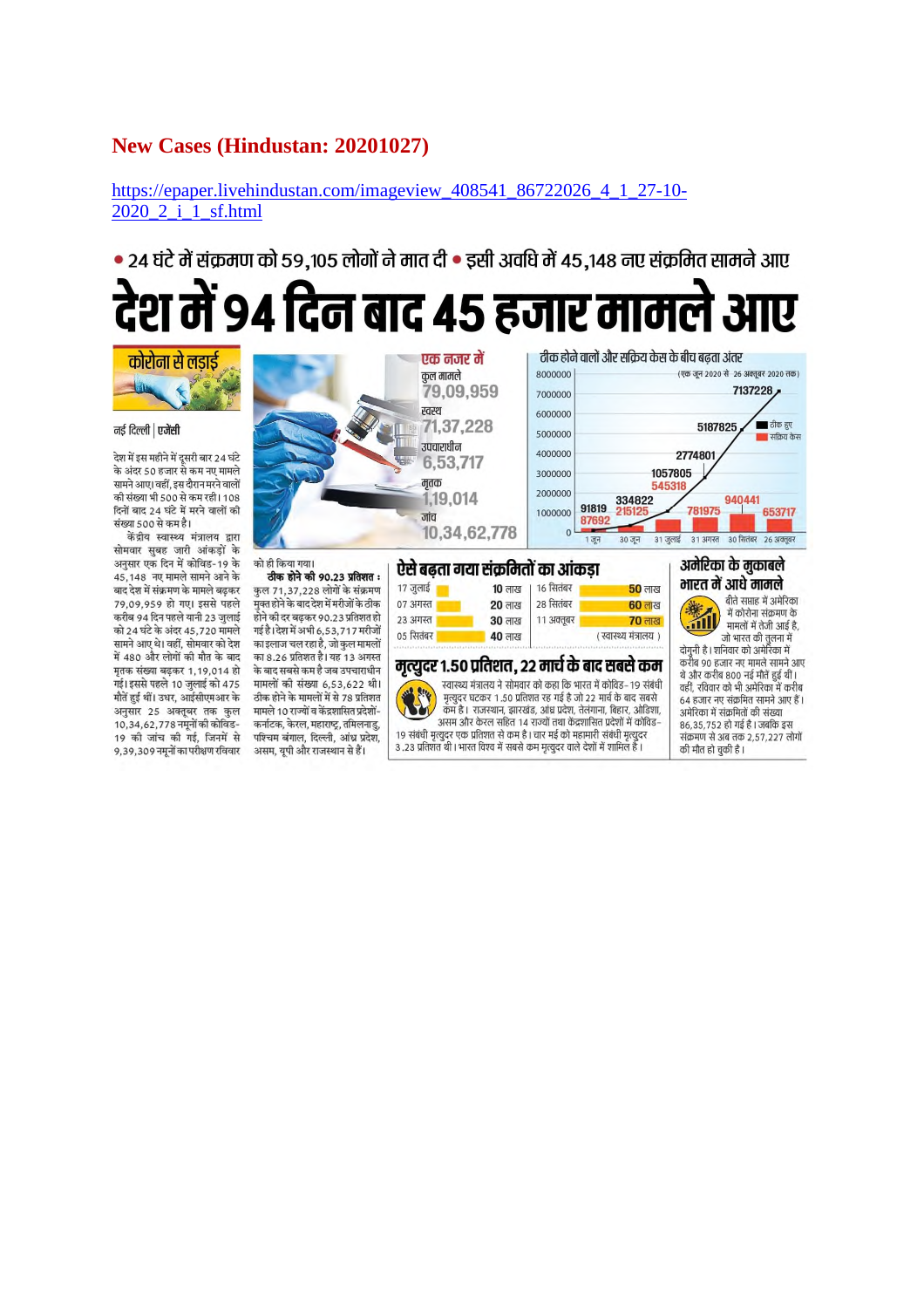# New Cases (Hindustan: 20201027)

https://epaper.livehindustan.com/imageview_408541_86722026_4_1_27-10-2020_2_i_1_sf.html

• 24 घंटे में संक्रमण को 59,105 लोगों ने मात दी • इसी अवधि में 45,148 नए संक्रमित सामने आए

# देश में 94 दिन बाद 45 हजार मामले आए

**कोरोना से लड़ाई**

नई दिल्ली | एजेंसी

देश में इस महीने में दूसरी बार 24 घंटे के अंदर 50 हजार से कम नए मामले सामने आए। वहीं, इस दौरान मरने वालों की संख्या भी 500 से कम रही। 108 दिनों बाद 24 घंटे में मरने वालों की संख्या 500 से कम है।

केंद्रीय स्वास्थ्य मंत्रालय द्वारा सोमवार सुबह जारी आंकड़ों के अनुसार एक दिन में कोविड-19 के 45,148 नए मामले सामने आने के बाद देश में संक्रमण के मामले बढ़कर 79,09,959 हो गए। इससे पहले करीब 94 दिन पहले यानी 23 जुलाई को 24 घंटे के अंदर 45,720 मामले सामने आए थे। वहीं, सोमवार को देश में 480 और लोगों की मौत के बाद मृतक संख्या बढ़कर 1,19,014 हो गई। इससे पहले 10 जुलाई को 475 मौतें हुई थीं। उधर, आईसीएमआर के अनुसार 25 अक्तूबर तक कुल 10,34,62,778 नमूनों की कोविड-19 की जांच की गई, जिनमें से 9,39,309 नमूनों का परीक्षण रविवार को ही किया गया।

**ठीक होने की 90.23 प्रतिशत :** कुल 71,37,228 लोगों के संक्रमण मुक्त होने के बाद देश में मरीजों के ठीक होने की दर बढ़कर 90.23 प्रतिशत हो गई है। देश में अभी 6,53,717 मरीजों का इलाज चल रहा है, जो कुल मामलों का 8.26 प्रतिशत है। यह 13 अगस्त के बाद सबसे कम है जब उपचाराधीन मामलों की संख्या 6,53,622 थी। ठीक होने के मामलों में से 78 प्रतिशत मामले 10 राज्यों व केंद्रशासित प्रदेशों- कर्नाटक, केरल, महाराष्ट्र, तमिलनाडु, पश्चिम बंगाल, दिल्ली, आंध्र प्रदेश, असम, यूपी और राजस्थान से हैं।

**एक नजर में**

- कुल मामले: 79,09,959
- स्वस्थ: 71,37,228
- उपचाराधीन: 6,53,717
- मृतक: 1,19,014
- जांच: 10,34,62,778

**ठीक होने वालों और सक्रिय केस के बीच बढ़ता अंतर**

(एक जून 2020 से 26 अक्तूबर 2020 तक)

| तारीख | ठीक हुए | सक्रिय केस |
|---|---|---|
| 1 जून | 91819 | 87692 |
| 30 जून | 334822 | 215125 |
| 31 जुलाई | 1057805 | 545318 |
| 31 अगस्त | 2774801 | 781975 |
| 30 सितंबर | 5187825 | 940441 |
| 26 अक्तूबर | 7137228 | 653717 |

## ऐसे बढ़ता गया संक्रमितों का आंकड़ा

| तारीख | आंकड़ा |
|---|---|
| 17 जुलाई | 10 लाख |
| 07 अगस्त | 20 लाख |
| 23 अगस्त | 30 लाख |
| 05 सितंबर | 40 लाख |
| 16 सितंबर | 50 लाख |
| 28 सितंबर | 60 लाख |
| 11 अक्तूबर | 70 लाख |

(स्वास्थ्य मंत्रालय)

## मृत्युदर 1.50 प्रतिशत, 22 मार्च के बाद सबसे कम

स्वास्थ्य मंत्रालय ने सोमवार को कहा कि भारत में कोविड-19 संबंधी मृत्युदर घटकर 1.50 प्रतिशत रह गई है जो 22 मार्च के बाद सबसे कम है। राजस्थान, झारखंड, आंध्र प्रदेश, तेलंगाना, बिहार, ओडिशा, असम और केरल सहित 14 राज्यों तथा केंद्रशासित प्रदेशों में कोविड-19 संबंधी मृत्युदर एक प्रतिशत से कम है। चार मई को महामारी संबंधी मृत्युदर 3.23 प्रतिशत थी। भारत विश्व में सबसे कम मृत्युदर वाले देशों में शामिल है।

## अमेरिका के मुकाबले भारत में आधे मामले

बीते सप्ताह में अमेरिका में कोरोना संक्रमण के मामलों में तेजी आई है, जो भारत की तुलना में दोगुनी है। शनिवार को अमेरिका में करीब 90 हजार नए मामले सामने आए थे और करीब 800 नई मौतें हुई थीं। वहीं, रविवार को भी अमेरिका में करीब 64 हजार नए संक्रमित सामने आए हैं। अमेरिका में संक्रमितों की संख्या 86,35,752 हो गई है। जबकि इस संक्रमण से अब तक 2,57,227 लोगों की मौत हो चुकी है।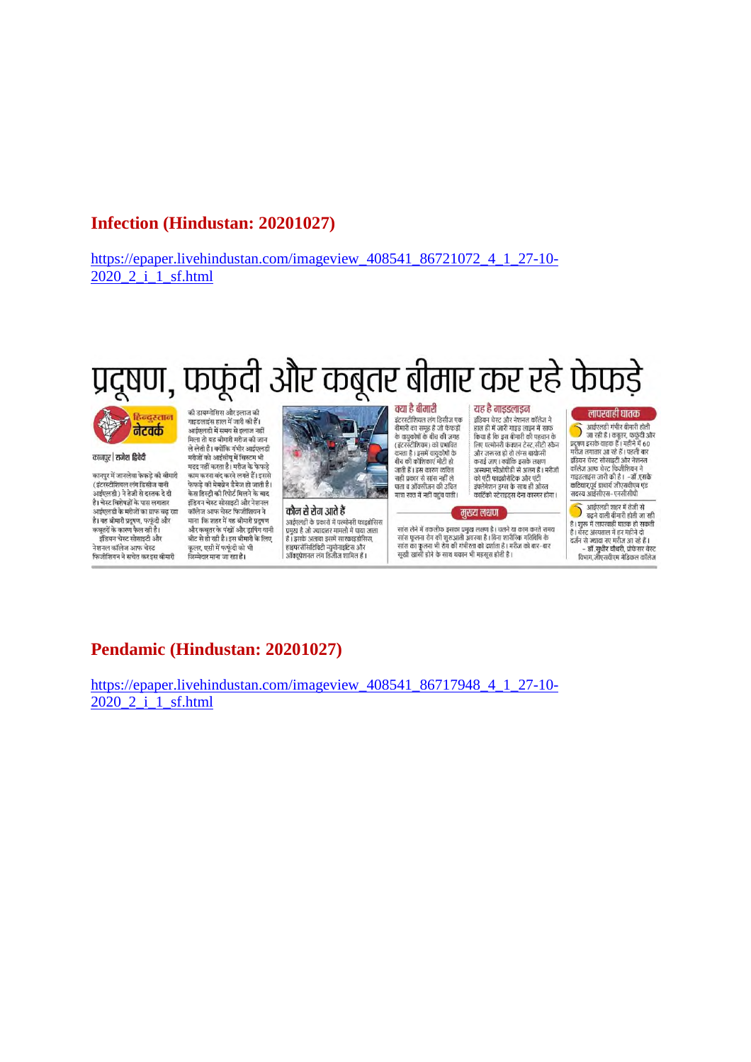## Infection (Hindustan: 20201027)

https://epaper.livehindustan.com/imageview_408541_86721072_4_1_27-10-2020_2_i_1_sf.html

# प्रदूषण, फफूंदी और कबूतर बीमार कर रहे फेफड़े

हिन्दुस्तान नेटवर्क

कानपुर | राजेश द्विवेदी

कानपुर में जानलेवा फेफड़े की बीमारी (इंटरस्टीशियल लंग डिसीज यानी आईएलडी) ने तेजी से दस्तक दे दी है। चेस्ट विशेषज्ञों के पास लगातार आईएलडी के मरीजों का ग्राफ बढ़ रहा है। यह बीमारी प्रदूषण, फफूंदी और कबूतरों के कारण फैल रही है। इंडियन चेस्ट सोसाइटी और नेशनल कॉलेज आफ चेस्ट फिजीशियन ने सचेत कर इस बीमारी की डायग्नोसिस और इलाज की गाइडलाइंस हाल में जारी की हैं। आईएलडी में समय से इलाज नहीं मिला तो यह बीमारी मरीज की जान ले लेती है। क्योंकि गंभीर आईएलडी मरीजों को आईसीयू में सिस्टम भी मदद नहीं करता है। मरीज के फेफड़े काम करना बंद करने लगते हैं। इससे फेफड़े की मेम्ब्रेन डैमेज हो जाती है। केस हिस्ट्री की रिपोर्ट मिलने के बाद इंडियन चेस्ट सोसाइटी और नेशनल कॉलेज आफ चेस्ट फिजीशियन ने माना कि शहर में यह बीमारी प्रदूषण और कबूतर के पंखों और ड्रापिंग यानी बीट से हो रही है। इस बीमारी के लिए, कूलर, एसी में फफूंदी को भी जिम्मेदार माना जा रहा है।

### कौन से रोग आते हैं

आईएलडी के प्रकारों में पल्मोनरी फाइब्रोसिस प्रमुख है जो ज्यादातर मामलों में पाया जाता है। इसके अलावा इसमें सारकाइडोसिस, हाइपरसेंसिटिविटी न्यूमोनाइटिस और ऑक्यूपेशनल लंग डिजीज शामिल हैं।

### क्या है बीमारी

इंटरस्टीशियल लंग डिसीज एक बीमारी का समूह है जो फेफड़ों के वायुकोषों के बीच की जगह (इंटरस्टीशियम) को प्रभावित करता है। इसमें वायुकोषों के बीच की कोशिकाएं मोटी हो जाती हैं। इस कारण व्यक्ति सही प्रकार से सांस नहीं ले पाता व ऑक्सीजन की उचित मात्रा रक्त में नहीं पहुंच पाती।

### यह है गाइडलाइन

इंडियन चेस्ट और नेशनल कॉलेज ने हाल ही में जारी गाइड लाइन में साफ किया है कि इस बीमारी की पहचान के लिए पल्मोनरी फंक्शन टेस्ट, सीटी स्कैन और जरूरत हो तो लंग्स बायोप्सी कराई जाए। क्योंकि इसके लक्षण अस्थमा, सीओपीडी से अलग हैं। मरीजों को एंटी फाइब्रोसेटिक और एंटी इंफ्लेमेशन ड्रग्स के साथ ही ओरल कार्टिको स्टेरॉइड्स देना कारगर होगा।

### मुख्य लक्षण

सांस लेने में तकलीफ इसका प्रमुख लक्षण है। चलने या काम करते समय सांस फूलना रोग की शुरुआती अवस्था है। बिना शारीरिक गतिविधि के सांस का फूलना भी रोग की गंभीरता को दर्शाता है। मरीज को बार-बार सूखी खांसी होने के साथ थकान भी महसूस होती है।

### लापरवाही घातक

आईएलडी गंभीर बीमारी होती जा रही है। कबूतर, फफूंदी और प्रदूषण इसके वाहक हैं। महीने में 60 मरीज लगातार आ रहे हैं। पहली बार इंडियन चेस्ट सोसाइटी और नेशनल कॉलेज आफ चेस्ट फिजीशियन ने गाइडलाइंस जारी की हैं। -डॉ. एसके कटियार,पूर्व प्राचार्य जीएसवीएम एंड सदस्य आईसीएस-एनसीसीपी

आईएलडी शहर में तेजी से बढ़ने वाली बीमारी होती जा रही है। शुरू में लापरवाही घातक हो सकती है। चेस्ट अस्पताल में हर महीने दो दर्जन से ज्यादा नए मरीज आ रहे हैं। - डॉ. सुधीर चौधरी, प्रोफेसर चेस्ट विभाग,जीएसवीएम मेडिकल कॉलेज

## Pendamic (Hindustan: 20201027)

https://epaper.livehindustan.com/imageview_408541_86717948_4_1_27-10-2020_2_i_1_sf.html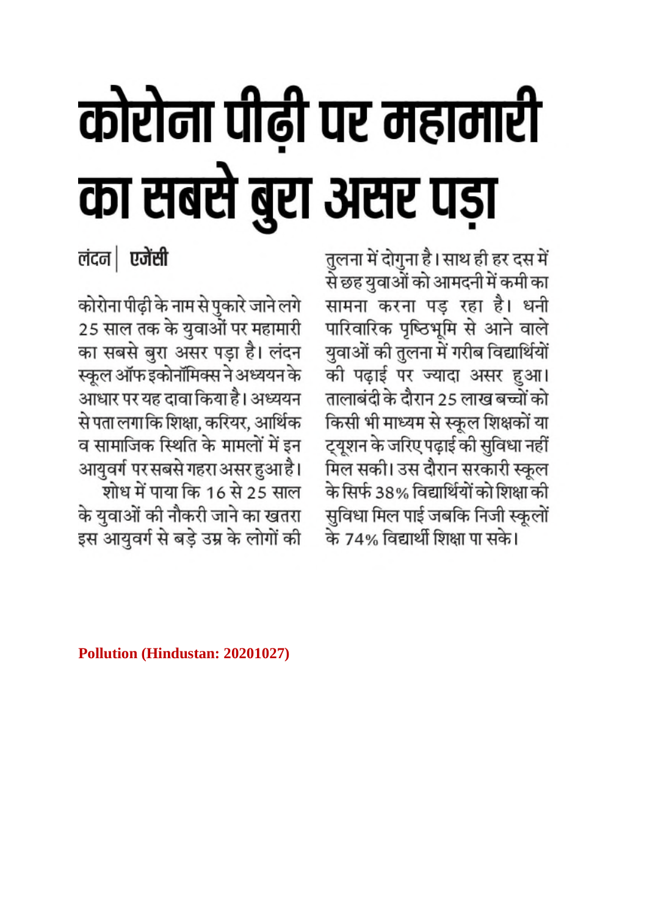# कोरोना पीढ़ी पर महामारी का सबसे बुरा असर पड़ा

**लंदन | एजेंसी**

कोरोना पीढ़ी के नाम से पुकारे जाने लगे 25 साल तक के युवाओं पर महामारी का सबसे बुरा असर पड़ा है। लंदन स्कूल ऑफ इकोनॉमिक्स ने अध्ययन के आधार पर यह दावा किया है। अध्ययन से पता लगा कि शिक्षा, करियर, आर्थिक व सामाजिक स्थिति के मामलों में इन आयुवर्ग पर सबसे गहरा असर हुआ है।

शोध में पाया कि 16 से 25 साल के युवाओं की नौकरी जाने का खतरा इस आयुवर्ग से बड़े उम्र के लोगों की तुलना में दोगुना है। साथ ही हर दस में से छह युवाओं को आमदनी में कमी का सामना करना पड़ रहा है। धनी पारिवारिक पृष्ठिभूमि से आने वाले युवाओं की तुलना में गरीब विद्यार्थियों की पढ़ाई पर ज्यादा असर हुआ। तालाबंदी के दौरान 25 लाख बच्चों को किसी भी माध्यम से स्कूल शिक्षकों या ट्यूशन के जरिए पढ़ाई की सुविधा नहीं मिल सकी। उस दौरान सरकारी स्कूल के सिर्फ 38% विद्यार्थियों को शिक्षा की सुविधा मिल पाई जबकि निजी स्कूलों के 74% विद्यार्थी शिक्षा पा सके।

**Pollution (Hindustan: 20201027)**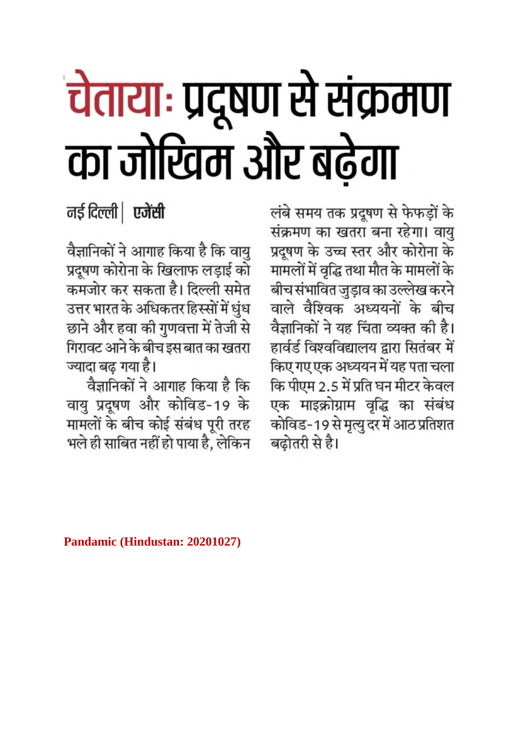# चेताया: प्रदूषण से संक्रमण का जोखिम और बढ़ेगा

**नई दिल्ली | एजेंसी**

वैज्ञानिकों ने आगाह किया है कि वायु प्रदूषण कोरोना के खिलाफ लड़ाई को कमजोर कर सकता है। दिल्ली समेत उत्तर भारत के अधिकतर हिस्सों में धुंध छाने और हवा की गुणवत्ता में तेजी से गिरावट आने के बीच इस बात का खतरा ज्यादा बढ़ गया है।

वैज्ञानिकों ने आगाह किया है कि वायु प्रदूषण और कोविड-19 के मामलों के बीच कोई संबंध पूरी तरह भले ही साबित नहीं हो पाया है, लेकिन लंबे समय तक प्रदूषण से फेफड़ों के संक्रमण का खतरा बना रहेगा। वायु प्रदूषण के उच्च स्तर और कोरोना के मामलों में वृद्धि तथा मौत के मामलों के बीच संभावित जुड़ाव का उल्लेख करने वाले वैश्विक अध्ययनों के बीच वैज्ञानिकों ने यह चिंता व्यक्त की है। हार्वर्ड विश्वविद्यालय द्वारा सितंबर में किए गए एक अध्ययन में यह पता चला कि पीएम 2.5 में प्रति घन मीटर केवल एक माइक्रोग्राम वृद्धि का संबंध कोविड-19 से मृत्यु दर में आठ प्रतिशत बढ़ोतरी से है।

**Pandamic (Hindustan: 20201027)**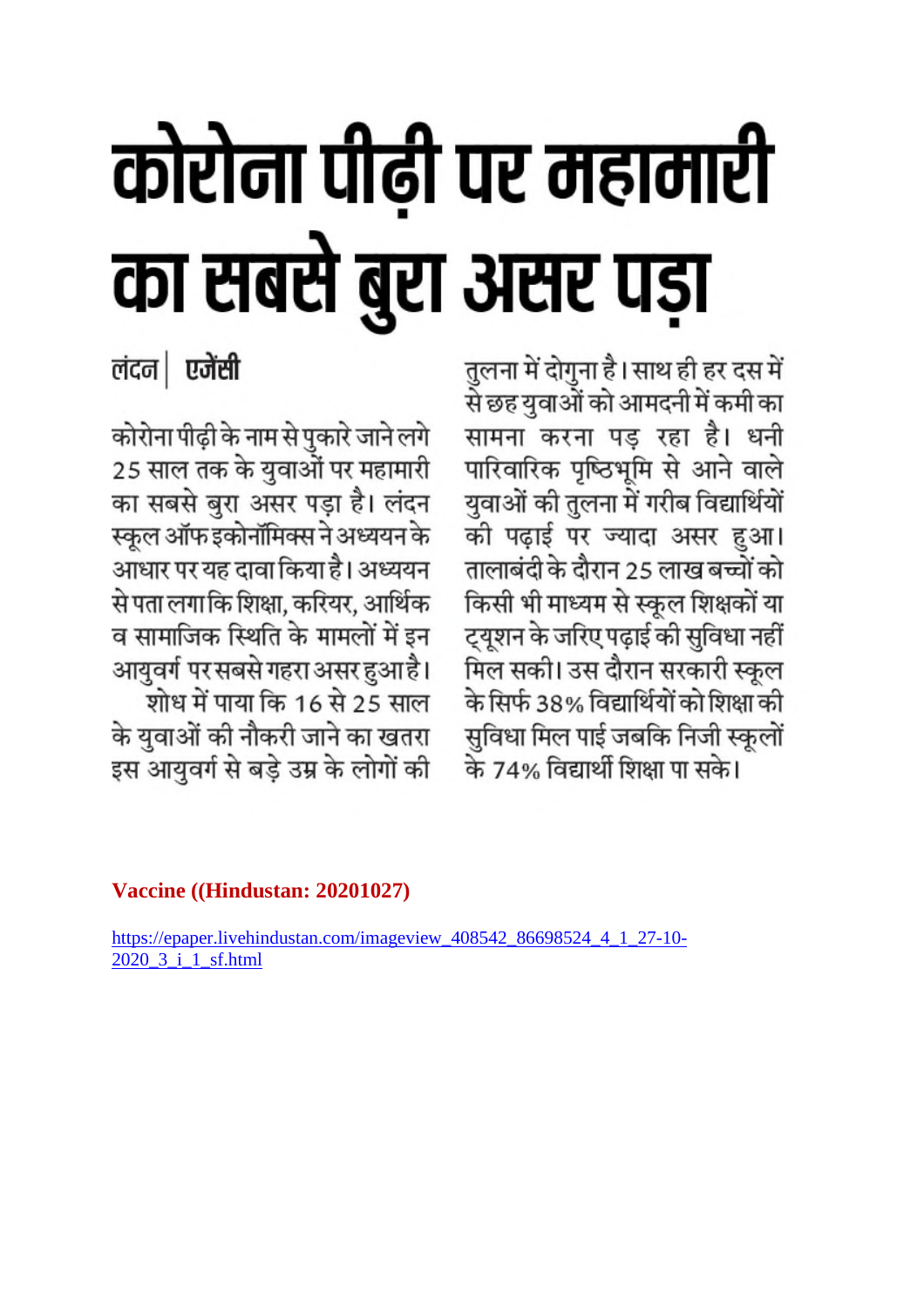# कोरोना पीढ़ी पर महामारी का सबसे बुरा असर पड़ा

**लंदन | एजेंसी**

कोरोना पीढ़ी के नाम से पुकारे जाने लगे 25 साल तक के युवाओं पर महामारी का सबसे बुरा असर पड़ा है। लंदन स्कूल ऑफ इकोनॉमिक्स ने अध्ययन के आधार पर यह दावा किया है। अध्ययन से पता लगा कि शिक्षा, करियर, आर्थिक व सामाजिक स्थिति के मामलों में इन आयुवर्ग पर सबसे गहरा असर हुआ है।

शोध में पाया कि 16 से 25 साल के युवाओं की नौकरी जाने का खतरा इस आयुवर्ग से बड़े उम्र के लोगों की तुलना में दोगुना है। साथ ही हर दस में से छह युवाओं को आमदनी में कमी का सामना करना पड़ रहा है। धनी पारिवारिक पृष्ठिभूमि से आने वाले युवाओं की तुलना में गरीब विद्यार्थियों की पढ़ाई पर ज्यादा असर हुआ। तालाबंदी के दौरान 25 लाख बच्चों को किसी भी माध्यम से स्कूल शिक्षकों या ट्यूशन के जरिए पढ़ाई की सुविधा नहीं मिल सकी। उस दौरान सरकारी स्कूल के सिर्फ 38% विद्यार्थियों को शिक्षा की सुविधा मिल पाई जबकि निजी स्कूलों के 74% विद्यार्थी शिक्षा पा सके।

**Vaccine ((Hindustan: 20201027)**

https://epaper.livehindustan.com/imageview_408542_86698524_4_1_27-10-2020_3_i_1_sf.html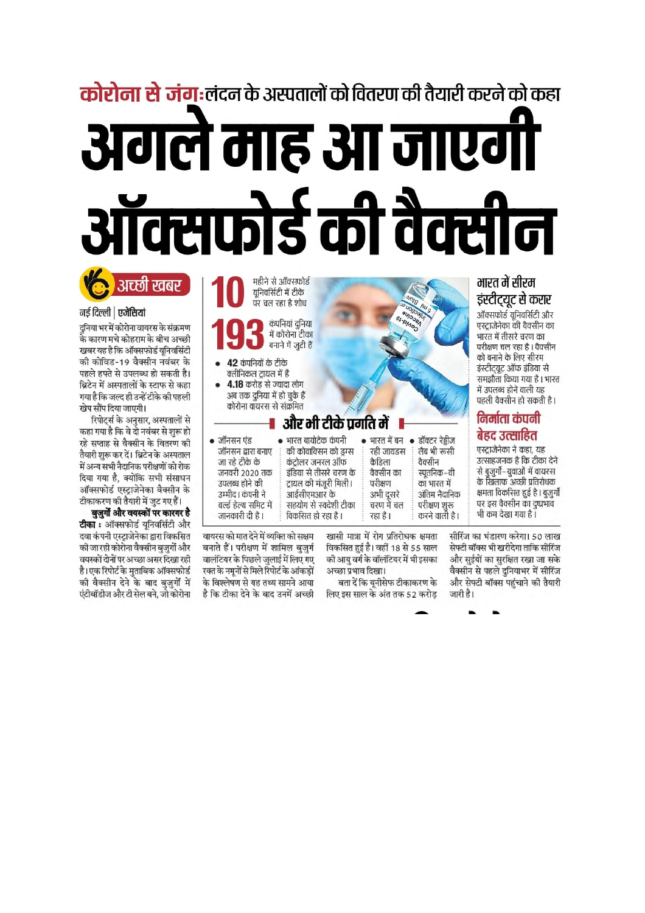**कोरोना से जंग:** लंदन के अस्पतालों को वितरण की तैयारी करने को कहा

# अगले माह आ जाएगी ऑक्सफोर्ड की वैक्सीन

**अच्छी खबर**

**नई दिल्ली | एजेंसियां**

दुनिया भर में कोरोना वायरस के संक्रमण के कारण मचे कोहराम के बीच अच्छी खबर यह है कि ऑक्सफोर्ड यूनिवर्सिटी की कोविड-19 वैक्सीन नवंबर के पहले हफ्ते से उपलब्ध हो सकती है। ब्रिटेन में अस्पतालों के स्टाफ से कहा गया है कि जल्द ही उन्हें टीके की पहली खेप सौंप दिया जाएगी।

रिपोर्ट्स के अनुसार, अस्पतालों से कहा गया है कि वे दो नवंबर से शुरू हो रहे सप्ताह से वैक्सीन के वितरण की तैयारी शुरू कर दें। ब्रिटेन के अस्पताल में अन्य सभी नैदानिक परीक्षणों को रोक दिया गया है, क्योंकि सभी संसाधन ऑक्सफोर्ड एस्ट्राजेनेका वैक्सीन के टीकाकरण की तैयारी में जुट गए हैं।

**बुजुर्गों और वयस्कों पर कारगर है टीका :** ऑक्सफोर्ड यूनिवर्सिटी और दवा कंपनी एस्ट्राजेनेका द्वारा विकसित की जा रही कोरोना वैक्सीन बुजुर्गों और वयस्कों दोनों पर अच्छा असर दिखा रही है। एक रिपोर्ट के मुताबिक ऑक्सफोर्ड की वैक्सीन देने के बाद बुजुर्गों में एंटीबॉडीज और टी सेल बने, जो कोरोना वायरस को मात देने में व्यक्ति को सक्षम बनाते हैं। परीक्षण में शामिल बुजुर्ग वालंटियर के पिछले जुलाई में लिए गए रक्त के नमूनों से मिले रिपोर्ट के आंकड़ों के विश्लेषण से यह तथ्य सामने आया है कि टीका देने के बाद उनमें अच्छी खासी मात्रा में रोग प्रतिरोधक क्षमता विकसित हुई है। वहीं 18 से 55 साल की आयु वर्ग के वॉलंटियर में भी इसका अच्छा प्रभाव दिखा।

बता दें कि यूनीसेफ टीकाकरण के लिए इस साल के अंत तक 52 करोड़ सीरिंज का भंडारण करेगा। 50 लाख सेफ्टी बॉक्स भी खरीदेगा ताकि सीरिंज और सुईयों का सुरक्षित रखा जा सके वैक्सीन से पहले दुनियाभर में सीरिंज और सेफ्टी बॉक्स पहुंचाने की तैयारी जारी है।

**10** महीने से ऑक्सफोर्ड यूनिवर्सिटी में टीके पर चल रहा है शोध

**193** कंपनियां दुनिया में कोरोना टीका बनाने में जुटी हैं

- **42** कंपनियों के टीके क्लीनिकल ट्रायल में हैं
- **4.18** करोड़ से ज्यादा लोग अब तक दुनिया में हो चुके हैं कोरोना वायरस से संक्रमित

## और भी टीके प्रगति में

- जॉनसन एंड जॉनसन द्वारा बनाए जा रहे टीके के जनवरी 2020 तक उपलब्ध होने की उम्मीद। कंपनी ने वर्ल्ड हेल्थ समिट में जानकारी दी है।
- भारत बायोटेक कंपनी की कोवाक्सिन को ड्रग्स कंट्रोलर जनरल ऑफ इंडिया से तीसरे चरण के ट्रायल की मंजूरी मिली। आईसीएमआर के सहयोग से स्वदेशी टीका विकसित हो रहा है।
- भारत में बन रही जायडस कैडिला वैक्सीन का परीक्षण अभी दूसरे चरण में चल रहा है।
- डॉक्टर रेड्डीज लैब भी रूसी वैक्सीन स्पूतनिक-वी का भारत में अंतिम नैदानिक परीक्षण शुरू करने वाली है।

## भारत में सीरम इंस्टीट्यूट से करार

ऑक्सफोर्ड यूनिवर्सिटी और एस्ट्राजेनेका की वैक्सीन का भारत में तीसरे चरण का परीक्षण चल रहा है। वैक्सीन को बनाने के लिए सीरम इंस्टीट्यूट ऑफ इंडिया से समझौता किया गया है। भारत में उपलब्ध होने वाली यह पहली वैक्सीन हो सकती है।

## निर्माता कंपनी बेहद उत्साहित

एस्ट्राजेनेका ने कहा, यह उत्साहजनक है कि टीका देने से बुजुर्गों-युवाओं में वायरस के खिलाफ अच्छी प्रतिरोधक क्षमता विकसित हुई है। बुजुर्गों पर इस वैक्सीन का दुष्प्रभाव भी कम देखा गया है।